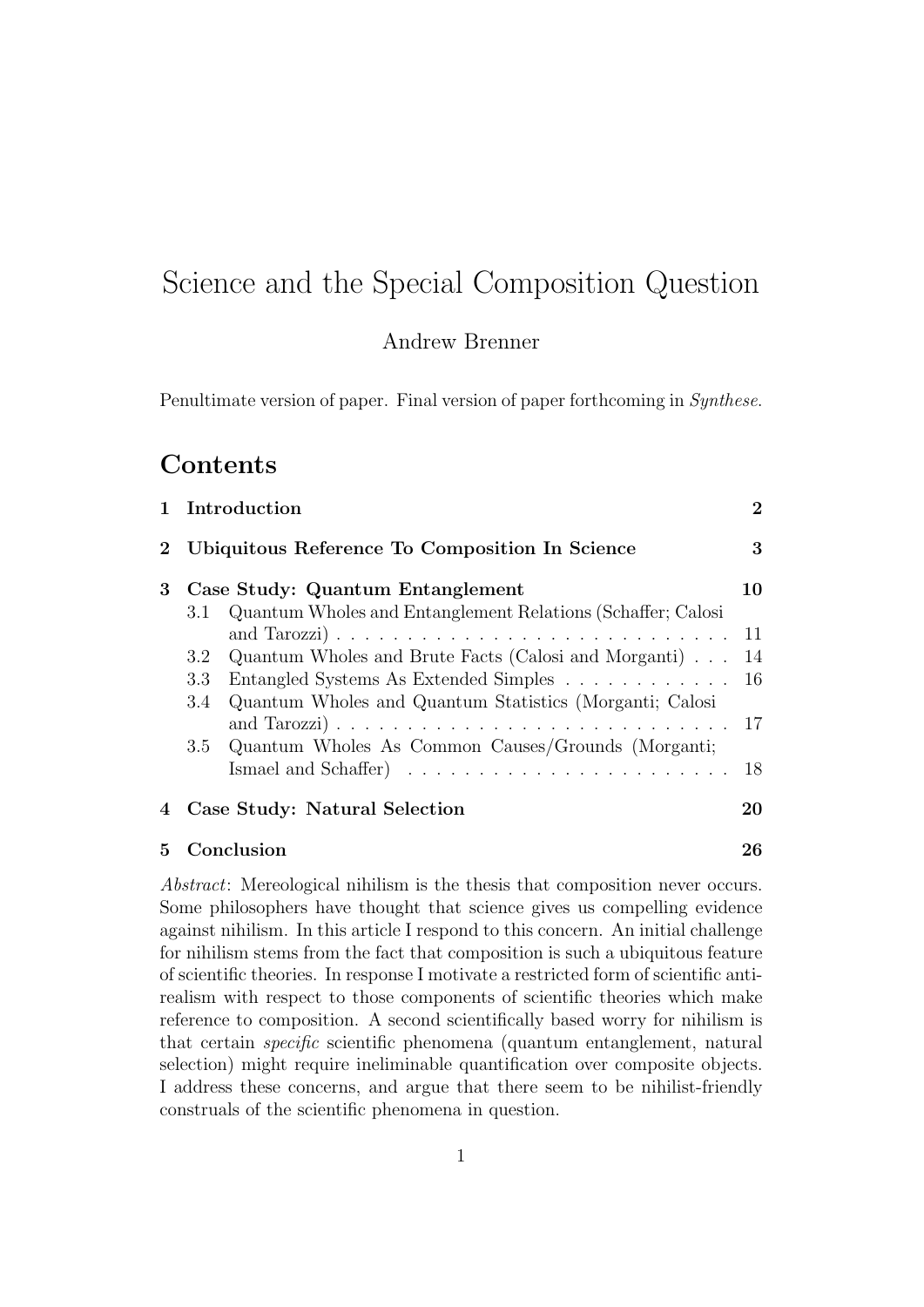# Science and the Special Composition Question

Andrew Brenner

Penultimate version of paper. Final version of paper forthcoming in *Synthese*.

## Contents

- **1 Introduction** — **2**
- **2 Ubiquitous Reference To Composition In Science** — **3**
- **3 Case Study: Quantum Entanglement** — **10**
  - 3.1 Quantum Wholes and Entanglement Relations (Schaffer; Calosi and Tarozzi) — 11
  - 3.2 Quantum Wholes and Brute Facts (Calosi and Morganti) — 14
  - 3.3 Entangled Systems As Extended Simples — 16
  - 3.4 Quantum Wholes and Quantum Statistics (Morganti; Calosi and Tarozzi) — 17
  - 3.5 Quantum Wholes As Common Causes/Grounds (Morganti; Ismael and Schaffer) — 18
- **4 Case Study: Natural Selection** — **20**
- **5 Conclusion** — **26**

*Abstract*: Mereological nihilism is the thesis that composition never occurs. Some philosophers have thought that science gives us compelling evidence against nihilism. In this article I respond to this concern. An initial challenge for nihilism stems from the fact that composition is such a ubiquitous feature of scientific theories. In response I motivate a restricted form of scientific anti-realism with respect to those components of scientific theories which make reference to composition. A second scientifically based worry for nihilism is that certain *specific* scientific phenomena (quantum entanglement, natural selection) might require ineliminable quantification over composite objects. I address these concerns, and argue that there seem to be nihilist-friendly construals of the scientific phenomena in question.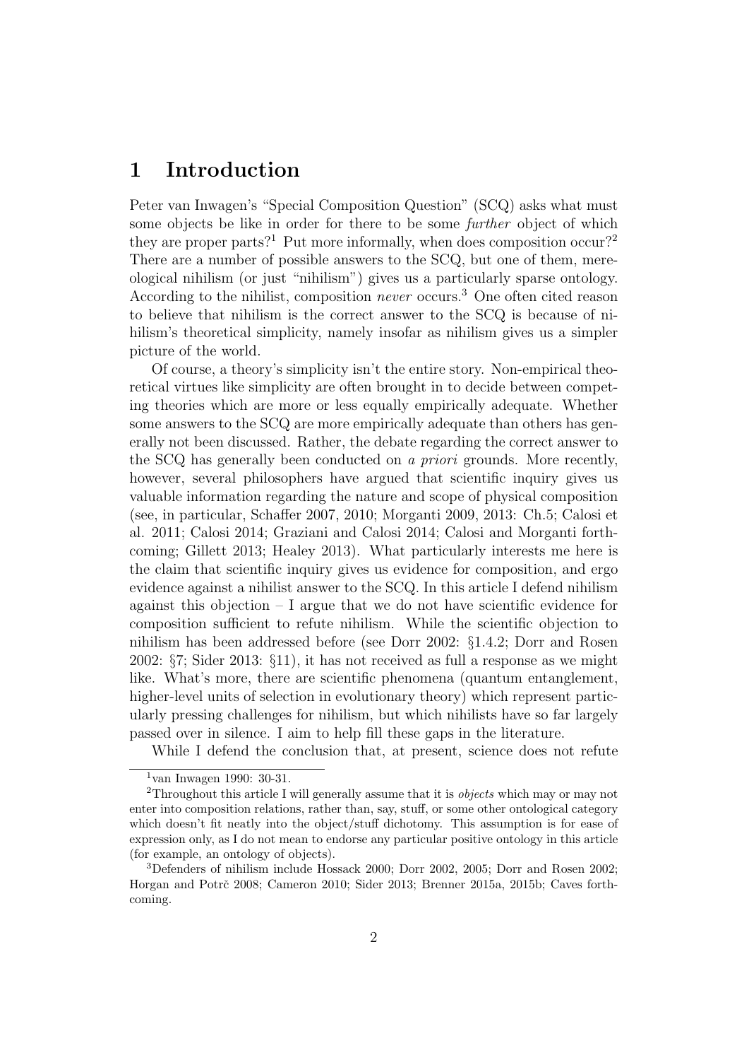# 1 Introduction

Peter van Inwagen's "Special Composition Question" (SCQ) asks what must some objects be like in order for there to be some *further* object of which they are proper parts?[1] Put more informally, when does composition occur?[2] There are a number of possible answers to the SCQ, but one of them, mereological nihilism (or just "nihilism") gives us a particularly sparse ontology. According to the nihilist, composition *never* occurs.[3] One often cited reason to believe that nihilism is the correct answer to the SCQ is because of nihilism's theoretical simplicity, namely insofar as nihilism gives us a simpler picture of the world.

Of course, a theory's simplicity isn't the entire story. Non-empirical theoretical virtues like simplicity are often brought in to decide between competing theories which are more or less equally empirically adequate. Whether some answers to the SCQ are more empirically adequate than others has generally not been discussed. Rather, the debate regarding the correct answer to the SCQ has generally been conducted on *a priori* grounds. More recently, however, several philosophers have argued that scientific inquiry gives us valuable information regarding the nature and scope of physical composition (see, in particular, Schaffer 2007, 2010; Morganti 2009, 2013: Ch.5; Calosi et al. 2011; Calosi 2014; Graziani and Calosi 2014; Calosi and Morganti forthcoming; Gillett 2013; Healey 2013). What particularly interests me here is the claim that scientific inquiry gives us evidence for composition, and ergo evidence against a nihilist answer to the SCQ. In this article I defend nihilism against this objection – I argue that we do not have scientific evidence for composition sufficient to refute nihilism. While the scientific objection to nihilism has been addressed before (see Dorr 2002: §1.4.2; Dorr and Rosen 2002: §7; Sider 2013: §11), it has not received as full a response as we might like. What's more, there are scientific phenomena (quantum entanglement, higher-level units of selection in evolutionary theory) which represent particularly pressing challenges for nihilism, but which nihilists have so far largely passed over in silence. I aim to help fill these gaps in the literature.

While I defend the conclusion that, at present, science does not refute

---

[1] van Inwagen 1990: 30-31.

[2] Throughout this article I will generally assume that it is *objects* which may or may not enter into composition relations, rather than, say, stuff, or some other ontological category which doesn't fit neatly into the object/stuff dichotomy. This assumption is for ease of expression only, as I do not mean to endorse any particular positive ontology in this article (for example, an ontology of objects).

[3] Defenders of nihilism include Hossack 2000; Dorr 2002, 2005; Dorr and Rosen 2002; Horgan and Potrč 2008; Cameron 2010; Sider 2013; Brenner 2015a, 2015b; Caves forthcoming.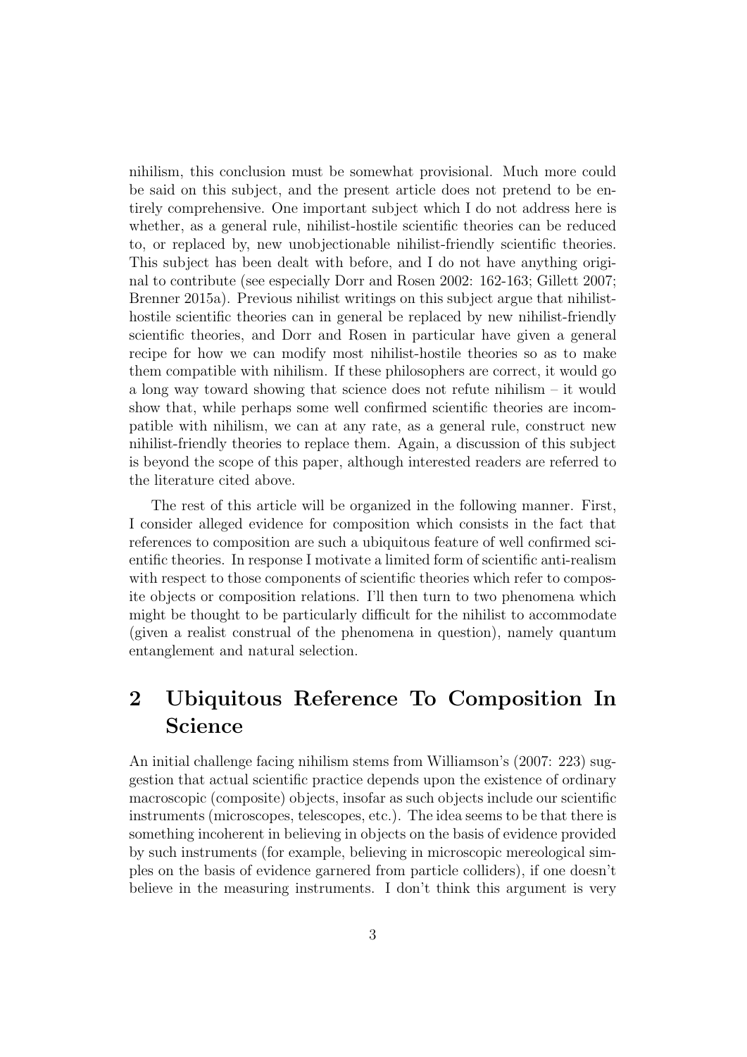nihilism, this conclusion must be somewhat provisional. Much more could be said on this subject, and the present article does not pretend to be entirely comprehensive. One important subject which I do not address here is whether, as a general rule, nihilist-hostile scientific theories can be reduced to, or replaced by, new unobjectionable nihilist-friendly scientific theories. This subject has been dealt with before, and I do not have anything original to contribute (see especially Dorr and Rosen 2002: 162-163; Gillett 2007; Brenner 2015a). Previous nihilist writings on this subject argue that nihilist-hostile scientific theories can in general be replaced by new nihilist-friendly scientific theories, and Dorr and Rosen in particular have given a general recipe for how we can modify most nihilist-hostile theories so as to make them compatible with nihilism. If these philosophers are correct, it would go a long way toward showing that science does not refute nihilism – it would show that, while perhaps some well confirmed scientific theories are incompatible with nihilism, we can at any rate, as a general rule, construct new nihilist-friendly theories to replace them. Again, a discussion of this subject is beyond the scope of this paper, although interested readers are referred to the literature cited above.

The rest of this article will be organized in the following manner. First, I consider alleged evidence for composition which consists in the fact that references to composition are such a ubiquitous feature of well confirmed scientific theories. In response I motivate a limited form of scientific anti-realism with respect to those components of scientific theories which refer to composite objects or composition relations. I'll then turn to two phenomena which might be thought to be particularly difficult for the nihilist to accommodate (given a realist construal of the phenomena in question), namely quantum entanglement and natural selection.

## 2 Ubiquitous Reference To Composition In Science

An initial challenge facing nihilism stems from Williamson's (2007: 223) suggestion that actual scientific practice depends upon the existence of ordinary macroscopic (composite) objects, insofar as such objects include our scientific instruments (microscopes, telescopes, etc.). The idea seems to be that there is something incoherent in believing in objects on the basis of evidence provided by such instruments (for example, believing in microscopic mereological simples on the basis of evidence garnered from particle colliders), if one doesn't believe in the measuring instruments. I don't think this argument is very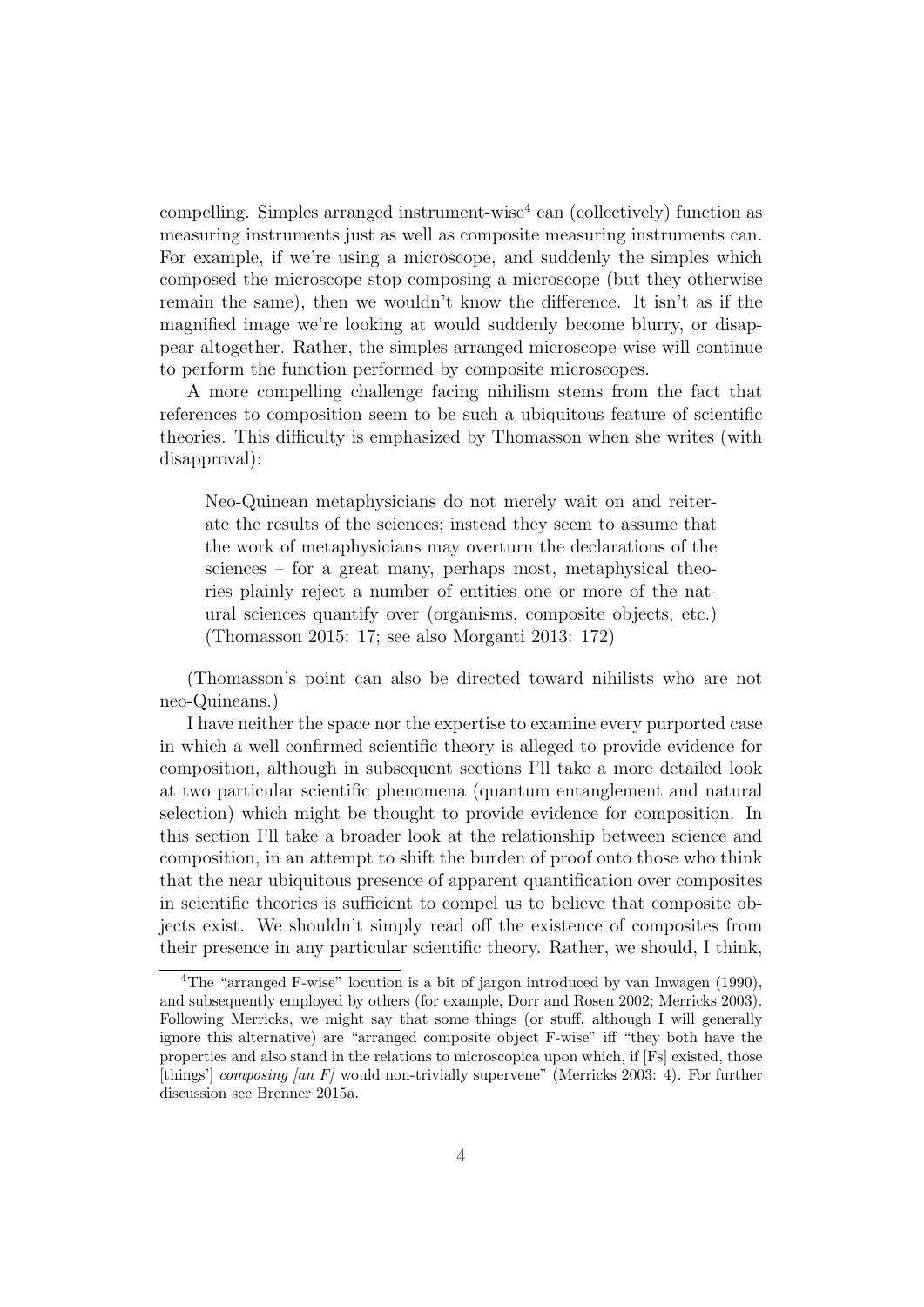compelling. Simples arranged instrument-wise[4] can (collectively) function as measuring instruments just as well as composite measuring instruments can. For example, if we're using a microscope, and suddenly the simples which composed the microscope stop composing a microscope (but they otherwise remain the same), then we wouldn't know the difference. It isn't as if the magnified image we're looking at would suddenly become blurry, or disappear altogether. Rather, the simples arranged microscope-wise will continue to perform the function performed by composite microscopes.

A more compelling challenge facing nihilism stems from the fact that references to composition seem to be such a ubiquitous feature of scientific theories. This difficulty is emphasized by Thomasson when she writes (with disapproval):

> Neo-Quinean metaphysicians do not merely wait on and reiterate the results of the sciences; instead they seem to assume that the work of metaphysicians may overturn the declarations of the sciences – for a great many, perhaps most, metaphysical theories plainly reject a number of entities one or more of the natural sciences quantify over (organisms, composite objects, etc.) (Thomasson 2015: 17; see also Morganti 2013: 172)

(Thomasson's point can also be directed toward nihilists who are not neo-Quineans.)

I have neither the space nor the expertise to examine every purported case in which a well confirmed scientific theory is alleged to provide evidence for composition, although in subsequent sections I'll take a more detailed look at two particular scientific phenomena (quantum entanglement and natural selection) which might be thought to provide evidence for composition. In this section I'll take a broader look at the relationship between science and composition, in an attempt to shift the burden of proof onto those who think that the near ubiquitous presence of apparent quantification over composites in scientific theories is sufficient to compel us to believe that composite objects exist. We shouldn't simply read off the existence of composites from their presence in any particular scientific theory. Rather, we should, I think,

---

[4] The "arranged F-wise" locution is a bit of jargon introduced by van Inwagen (1990), and subsequently employed by others (for example, Dorr and Rosen 2002; Merricks 2003). Following Merricks, we might say that some things (or stuff, although I will generally ignore this alternative) are "arranged composite object F-wise" iff "they both have the properties and also stand in the relations to microscopica upon which, if [Fs] existed, those [things'] *composing [an F]* would non-trivially supervene" (Merricks 2003: 4). For further discussion see Brenner 2015a.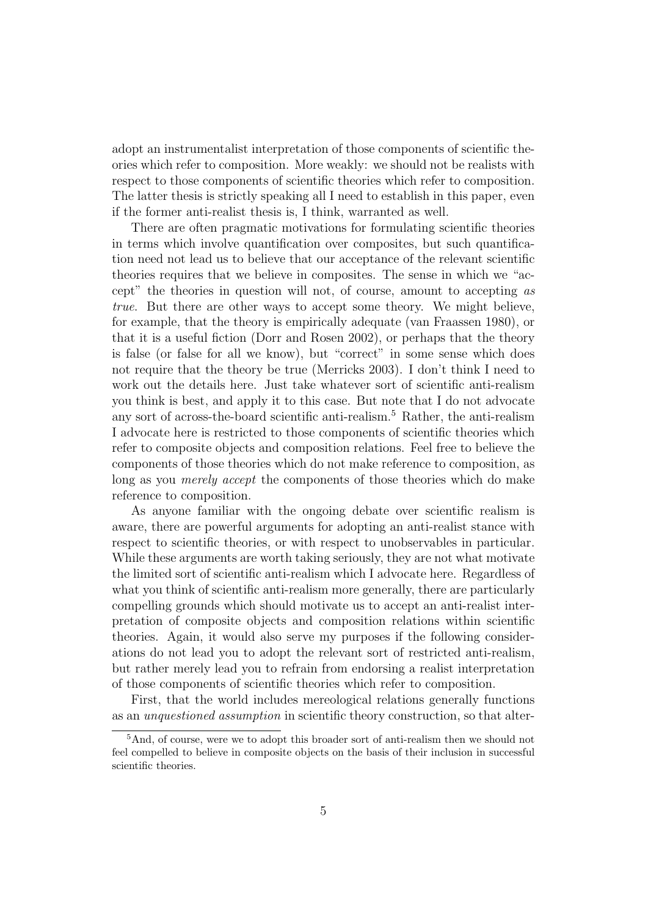adopt an instrumentalist interpretation of those components of scientific theories which refer to composition. More weakly: we should not be realists with respect to those components of scientific theories which refer to composition. The latter thesis is strictly speaking all I need to establish in this paper, even if the former anti-realist thesis is, I think, warranted as well.

There are often pragmatic motivations for formulating scientific theories in terms which involve quantification over composites, but such quantification need not lead us to believe that our acceptance of the relevant scientific theories requires that we believe in composites. The sense in which we "accept" the theories in question will not, of course, amount to accepting *as true*. But there are other ways to accept some theory. We might believe, for example, that the theory is empirically adequate (van Fraassen 1980), or that it is a useful fiction (Dorr and Rosen 2002), or perhaps that the theory is false (or false for all we know), but "correct" in some sense which does not require that the theory be true (Merricks 2003). I don't think I need to work out the details here. Just take whatever sort of scientific anti-realism you think is best, and apply it to this case. But note that I do not advocate any sort of across-the-board scientific anti-realism.[5] Rather, the anti-realism I advocate here is restricted to those components of scientific theories which refer to composite objects and composition relations. Feel free to believe the components of those theories which do not make reference to composition, as long as you *merely accept* the components of those theories which do make reference to composition.

As anyone familiar with the ongoing debate over scientific realism is aware, there are powerful arguments for adopting an anti-realist stance with respect to scientific theories, or with respect to unobservables in particular. While these arguments are worth taking seriously, they are not what motivate the limited sort of scientific anti-realism which I advocate here. Regardless of what you think of scientific anti-realism more generally, there are particularly compelling grounds which should motivate us to accept an anti-realist interpretation of composite objects and composition relations within scientific theories. Again, it would also serve my purposes if the following considerations do not lead you to adopt the relevant sort of restricted anti-realism, but rather merely lead you to refrain from endorsing a realist interpretation of those components of scientific theories which refer to composition.

First, that the world includes mereological relations generally functions as an *unquestioned assumption* in scientific theory construction, so that alter-

[5] And, of course, were we to adopt this broader sort of anti-realism then we should not feel compelled to believe in composite objects on the basis of their inclusion in successful scientific theories.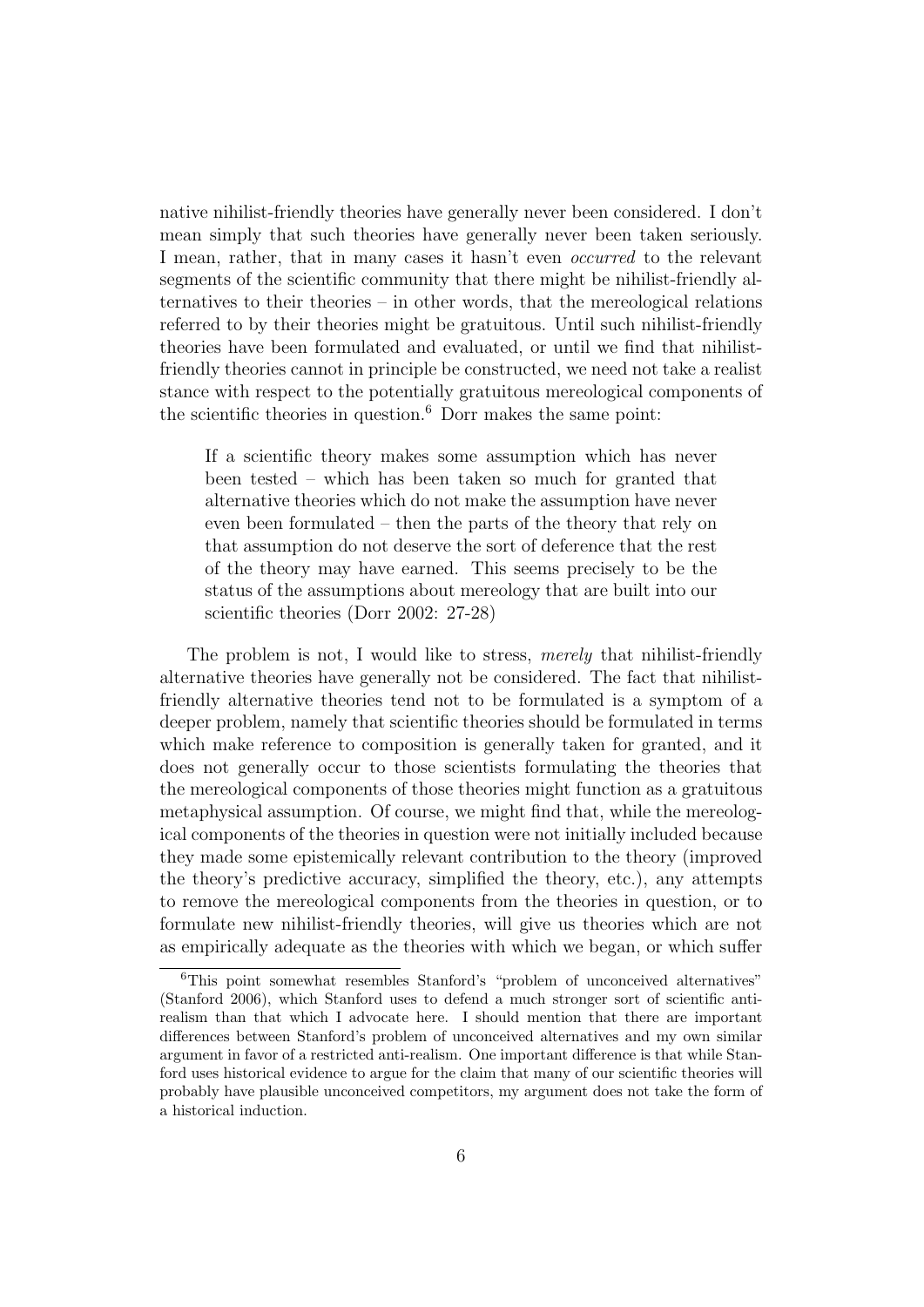native nihilist-friendly theories have generally never been considered. I don't mean simply that such theories have generally never been taken seriously. I mean, rather, that in many cases it hasn't even *occurred* to the relevant segments of the scientific community that there might be nihilist-friendly alternatives to their theories – in other words, that the mereological relations referred to by their theories might be gratuitous. Until such nihilist-friendly theories have been formulated and evaluated, or until we find that nihilist-friendly theories cannot in principle be constructed, we need not take a realist stance with respect to the potentially gratuitous mereological components of the scientific theories in question.[6] Dorr makes the same point:

> If a scientific theory makes some assumption which has never been tested – which has been taken so much for granted that alternative theories which do not make the assumption have never even been formulated – then the parts of the theory that rely on that assumption do not deserve the sort of deference that the rest of the theory may have earned. This seems precisely to be the status of the assumptions about mereology that are built into our scientific theories (Dorr 2002: 27-28)

The problem is not, I would like to stress, *merely* that nihilist-friendly alternative theories have generally not be considered. The fact that nihilist-friendly alternative theories tend not to be formulated is a symptom of a deeper problem, namely that scientific theories should be formulated in terms which make reference to composition is generally taken for granted, and it does not generally occur to those scientists formulating the theories that the mereological components of those theories might function as a gratuitous metaphysical assumption. Of course, we might find that, while the mereological components of the theories in question were not initially included because they made some epistemically relevant contribution to the theory (improved the theory's predictive accuracy, simplified the theory, etc.), any attempts to remove the mereological components from the theories in question, or to formulate new nihilist-friendly theories, will give us theories which are not as empirically adequate as the theories with which we began, or which suffer

[6] This point somewhat resembles Stanford's "problem of unconceived alternatives" (Stanford 2006), which Stanford uses to defend a much stronger sort of scientific anti-realism than that which I advocate here. I should mention that there are important differences between Stanford's problem of unconceived alternatives and my own similar argument in favor of a restricted anti-realism. One important difference is that while Stanford uses historical evidence to argue for the claim that many of our scientific theories will probably have plausible unconceived competitors, my argument does not take the form of a historical induction.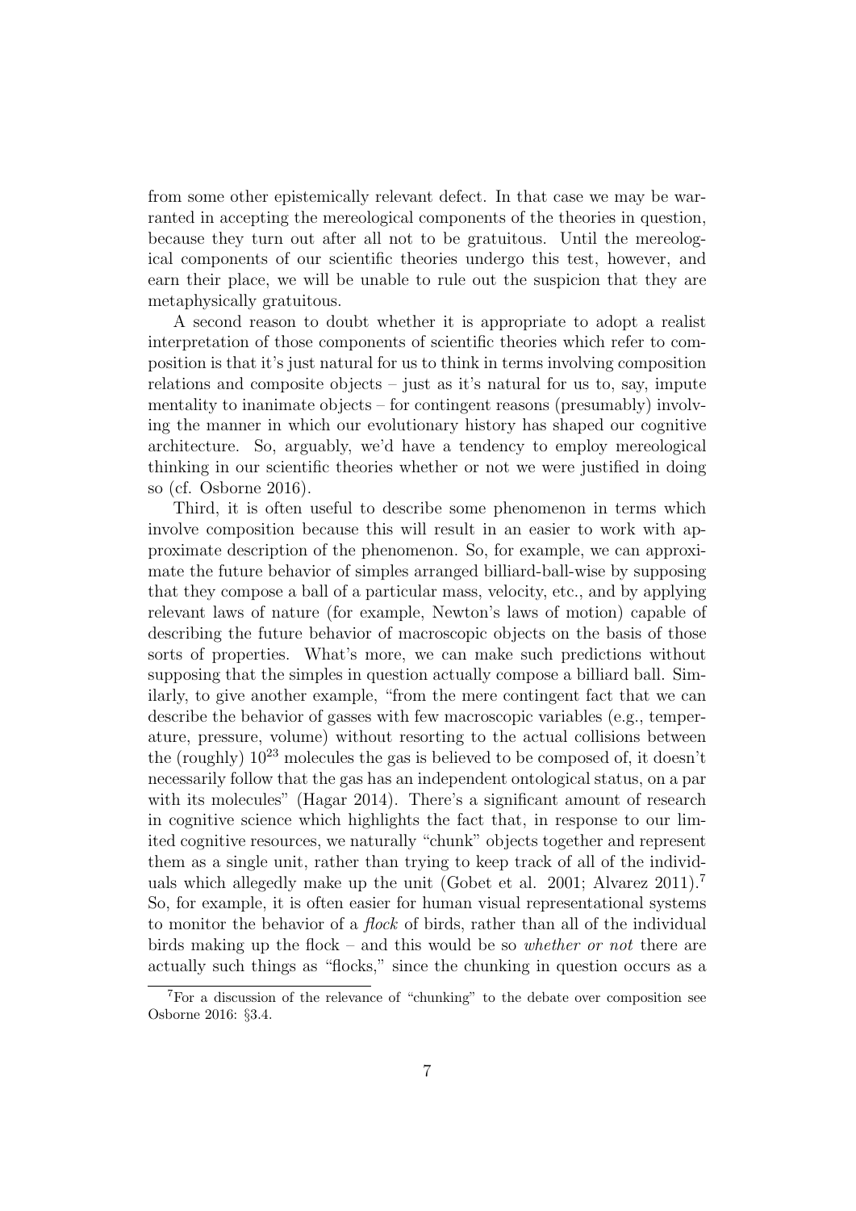from some other epistemically relevant defect. In that case we may be warranted in accepting the mereological components of the theories in question, because they turn out after all not to be gratuitous. Until the mereological components of our scientific theories undergo this test, however, and earn their place, we will be unable to rule out the suspicion that they are metaphysically gratuitous.

A second reason to doubt whether it is appropriate to adopt a realist interpretation of those components of scientific theories which refer to composition is that it's just natural for us to think in terms involving composition relations and composite objects – just as it's natural for us to, say, impute mentality to inanimate objects – for contingent reasons (presumably) involving the manner in which our evolutionary history has shaped our cognitive architecture. So, arguably, we'd have a tendency to employ mereological thinking in our scientific theories whether or not we were justified in doing so (cf. Osborne 2016).

Third, it is often useful to describe some phenomenon in terms which involve composition because this will result in an easier to work with approximate description of the phenomenon. So, for example, we can approximate the future behavior of simples arranged billiard-ball-wise by supposing that they compose a ball of a particular mass, velocity, etc., and by applying relevant laws of nature (for example, Newton's laws of motion) capable of describing the future behavior of macroscopic objects on the basis of those sorts of properties. What's more, we can make such predictions without supposing that the simples in question actually compose a billiard ball. Similarly, to give another example, "from the mere contingent fact that we can describe the behavior of gasses with few macroscopic variables (e.g., temperature, pressure, volume) without resorting to the actual collisions between the (roughly) $10^{23}$ molecules the gas is believed to be composed of, it doesn't necessarily follow that the gas has an independent ontological status, on a par with its molecules" (Hagar 2014). There's a significant amount of research in cognitive science which highlights the fact that, in response to our limited cognitive resources, we naturally "chunk" objects together and represent them as a single unit, rather than trying to keep track of all of the individuals which allegedly make up the unit (Gobet et al. 2001; Alvarez 2011).[7] So, for example, it is often easier for human visual representational systems to monitor the behavior of a *flock* of birds, rather than all of the individual birds making up the flock – and this would be so *whether or not* there are actually such things as "flocks," since the chunking in question occurs as a

[7] For a discussion of the relevance of "chunking" to the debate over composition see Osborne 2016: §3.4.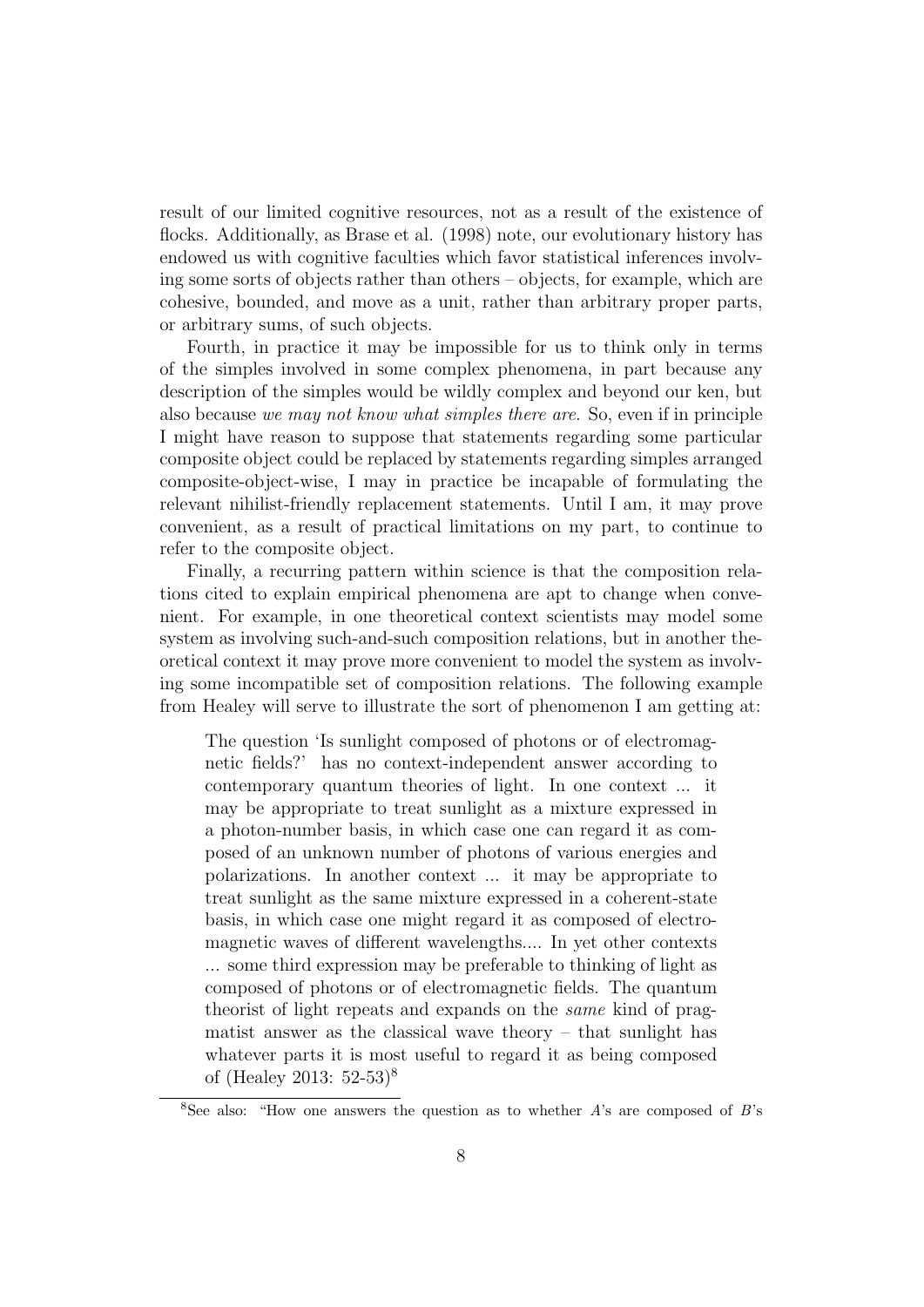result of our limited cognitive resources, not as a result of the existence of flocks. Additionally, as Brase et al. (1998) note, our evolutionary history has endowed us with cognitive faculties which favor statistical inferences involving some sorts of objects rather than others – objects, for example, which are cohesive, bounded, and move as a unit, rather than arbitrary proper parts, or arbitrary sums, of such objects.

Fourth, in practice it may be impossible for us to think only in terms of the simples involved in some complex phenomena, in part because any description of the simples would be wildly complex and beyond our ken, but also because *we may not know what simples there are*. So, even if in principle I might have reason to suppose that statements regarding some particular composite object could be replaced by statements regarding simples arranged composite-object-wise, I may in practice be incapable of formulating the relevant nihilist-friendly replacement statements. Until I am, it may prove convenient, as a result of practical limitations on my part, to continue to refer to the composite object.

Finally, a recurring pattern within science is that the composition relations cited to explain empirical phenomena are apt to change when convenient. For example, in one theoretical context scientists may model some system as involving such-and-such composition relations, but in another theoretical context it may prove more convenient to model the system as involving some incompatible set of composition relations. The following example from Healey will serve to illustrate the sort of phenomenon I am getting at:

> The question 'Is sunlight composed of photons or of electromagnetic fields?' has no context-independent answer according to contemporary quantum theories of light. In one context ... it may be appropriate to treat sunlight as a mixture expressed in a photon-number basis, in which case one can regard it as composed of an unknown number of photons of various energies and polarizations. In another context ... it may be appropriate to treat sunlight as the same mixture expressed in a coherent-state basis, in which case one might regard it as composed of electromagnetic waves of different wavelengths.... In yet other contexts ... some third expression may be preferable to thinking of light as composed of photons or of electromagnetic fields. The quantum theorist of light repeats and expands on the *same* kind of pragmatist answer as the classical wave theory – that sunlight has whatever parts it is most useful to regard it as being composed of (Healey 2013: 52-53)[8]

[8]See also: "How one answers the question as to whether $A$'s are composed of $B$'s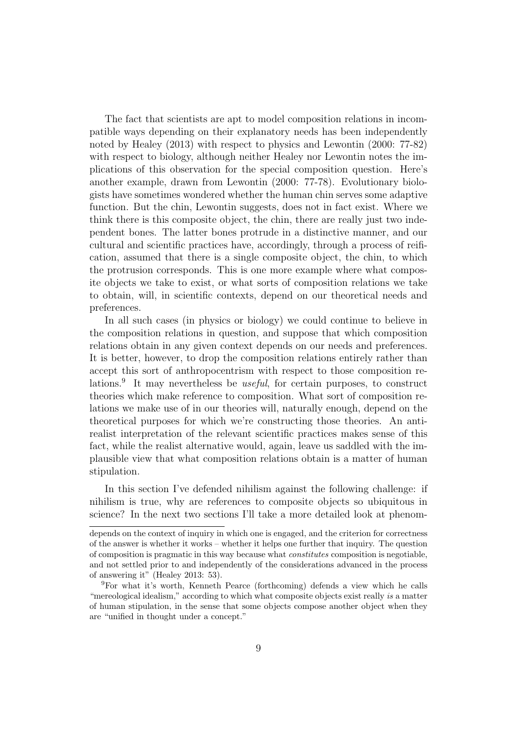The fact that scientists are apt to model composition relations in incompatible ways depending on their explanatory needs has been independently noted by Healey (2013) with respect to physics and Lewontin (2000: 77-82) with respect to biology, although neither Healey nor Lewontin notes the implications of this observation for the special composition question. Here's another example, drawn from Lewontin (2000: 77-78). Evolutionary biologists have sometimes wondered whether the human chin serves some adaptive function. But the chin, Lewontin suggests, does not in fact exist. Where we think there is this composite object, the chin, there are really just two independent bones. The latter bones protrude in a distinctive manner, and our cultural and scientific practices have, accordingly, through a process of reification, assumed that there is a single composite object, the chin, to which the protrusion corresponds. This is one more example where what composite objects we take to exist, or what sorts of composition relations we take to obtain, will, in scientific contexts, depend on our theoretical needs and preferences.

In all such cases (in physics or biology) we could continue to believe in the composition relations in question, and suppose that which composition relations obtain in any given context depends on our needs and preferences. It is better, however, to drop the composition relations entirely rather than accept this sort of anthropocentrism with respect to those composition relations.[9] It may nevertheless be *useful*, for certain purposes, to construct theories which make reference to composition. What sort of composition relations we make use of in our theories will, naturally enough, depend on the theoretical purposes for which we're constructing those theories. An anti-realist interpretation of the relevant scientific practices makes sense of this fact, while the realist alternative would, again, leave us saddled with the implausible view that what composition relations obtain is a matter of human stipulation.

In this section I've defended nihilism against the following challenge: if nihilism is true, why are references to composite objects so ubiquitous in science? In the next two sections I'll take a more detailed look at phenom-

depends on the context of inquiry in which one is engaged, and the criterion for correctness of the answer is whether it works – whether it helps one further that inquiry. The question of composition is pragmatic in this way because what *constitutes* composition is negotiable, and not settled prior to and independently of the considerations advanced in the process of answering it" (Healey 2013: 53).

[9]For what it's worth, Kenneth Pearce (forthcoming) defends a view which he calls "mereological idealism," according to which what composite objects exist really *is* a matter of human stipulation, in the sense that some objects compose another object when they are "unified in thought under a concept."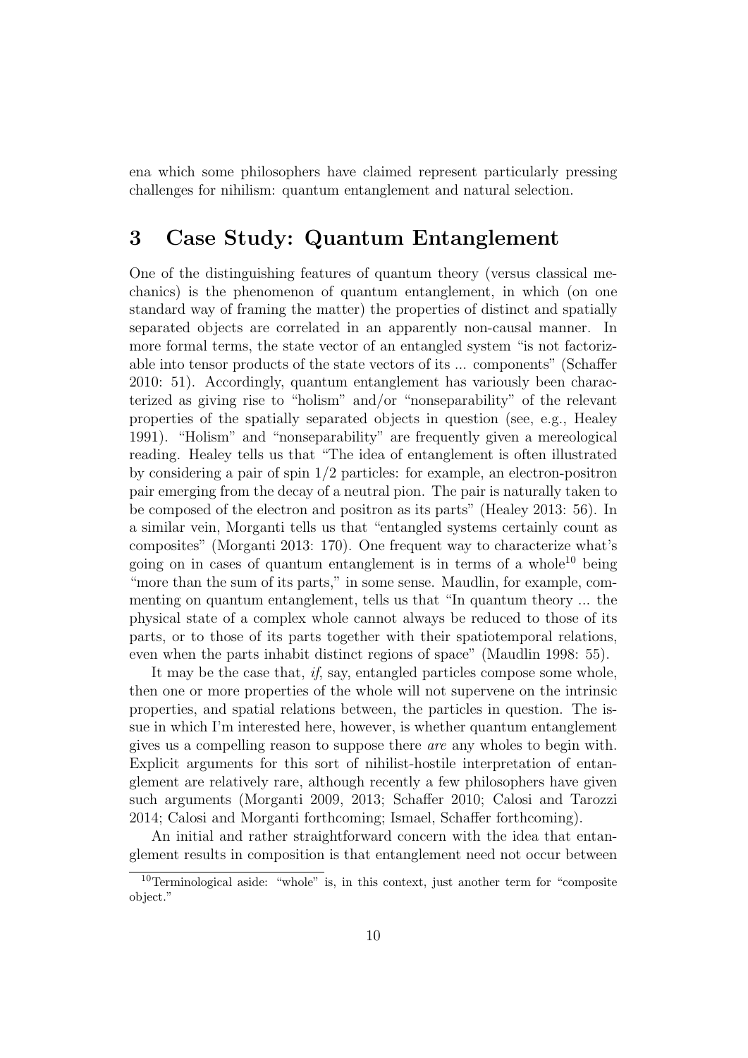ena which some philosophers have claimed represent particularly pressing challenges for nihilism: quantum entanglement and natural selection.

## 3 Case Study: Quantum Entanglement

One of the distinguishing features of quantum theory (versus classical mechanics) is the phenomenon of quantum entanglement, in which (on one standard way of framing the matter) the properties of distinct and spatially separated objects are correlated in an apparently non-causal manner. In more formal terms, the state vector of an entangled system "is not factorizable into tensor products of the state vectors of its ... components" (Schaffer 2010: 51). Accordingly, quantum entanglement has variously been characterized as giving rise to "holism" and/or "nonseparability" of the relevant properties of the spatially separated objects in question (see, e.g., Healey 1991). "Holism" and "nonseparability" are frequently given a mereological reading. Healey tells us that "The idea of entanglement is often illustrated by considering a pair of spin 1/2 particles: for example, an electron-positron pair emerging from the decay of a neutral pion. The pair is naturally taken to be composed of the electron and positron as its parts" (Healey 2013: 56). In a similar vein, Morganti tells us that "entangled systems certainly count as composites" (Morganti 2013: 170). One frequent way to characterize what's going on in cases of quantum entanglement is in terms of a whole[10] being "more than the sum of its parts," in some sense. Maudlin, for example, commenting on quantum entanglement, tells us that "In quantum theory ... the physical state of a complex whole cannot always be reduced to those of its parts, or to those of its parts together with their spatiotemporal relations, even when the parts inhabit distinct regions of space" (Maudlin 1998: 55).

It may be the case that, *if*, say, entangled particles compose some whole, then one or more properties of the whole will not supervene on the intrinsic properties, and spatial relations between, the particles in question. The issue in which I'm interested here, however, is whether quantum entanglement gives us a compelling reason to suppose there *are* any wholes to begin with. Explicit arguments for this sort of nihilist-hostile interpretation of entanglement are relatively rare, although recently a few philosophers have given such arguments (Morganti 2009, 2013; Schaffer 2010; Calosi and Tarozzi 2014; Calosi and Morganti forthcoming; Ismael, Schaffer forthcoming).

An initial and rather straightforward concern with the idea that entanglement results in composition is that entanglement need not occur between

[10]Terminological aside: "whole" is, in this context, just another term for "composite object."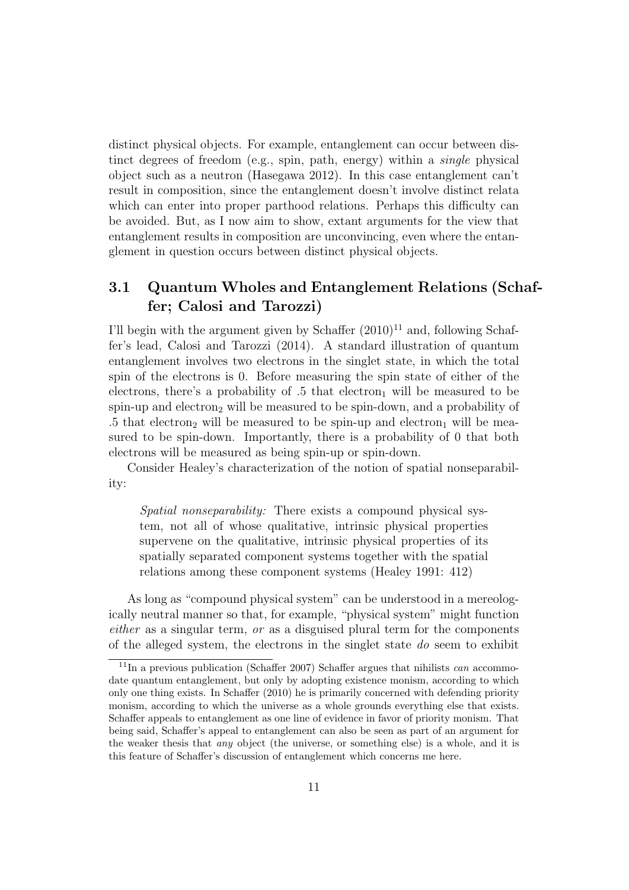distinct physical objects. For example, entanglement can occur between distinct degrees of freedom (e.g., spin, path, energy) within a *single* physical object such as a neutron (Hasegawa 2012). In this case entanglement can't result in composition, since the entanglement doesn't involve distinct relata which can enter into proper parthood relations. Perhaps this difficulty can be avoided. But, as I now aim to show, extant arguments for the view that entanglement results in composition are unconvincing, even where the entanglement in question occurs between distinct physical objects.

### 3.1 Quantum Wholes and Entanglement Relations (Schaffer; Calosi and Tarozzi)

I'll begin with the argument given by Schaffer (2010)[11] and, following Schaffer's lead, Calosi and Tarozzi (2014). A standard illustration of quantum entanglement involves two electrons in the singlet state, in which the total spin of the electrons is 0. Before measuring the spin state of either of the electrons, there's a probability of .5 that electron$_1$ will be measured to be spin-up and electron$_2$ will be measured to be spin-down, and a probability of .5 that electron$_2$ will be measured to be spin-up and electron$_1$ will be measured to be spin-down. Importantly, there is a probability of 0 that both electrons will be measured as being spin-up or spin-down.

Consider Healey's characterization of the notion of spatial nonseparability:

> *Spatial nonseparability:* There exists a compound physical system, not all of whose qualitative, intrinsic physical properties supervene on the qualitative, intrinsic physical properties of its spatially separated component systems together with the spatial relations among these component systems (Healey 1991: 412)

As long as "compound physical system" can be understood in a mereologically neutral manner so that, for example, "physical system" might function *either* as a singular term, *or* as a disguised plural term for the components of the alleged system, the electrons in the singlet state *do* seem to exhibit

[11] In a previous publication (Schaffer 2007) Schaffer argues that nihilists *can* accommodate quantum entanglement, but only by adopting existence monism, according to which only one thing exists. In Schaffer (2010) he is primarily concerned with defending priority monism, according to which the universe as a whole grounds everything else that exists. Schaffer appeals to entanglement as one line of evidence in favor of priority monism. That being said, Schaffer's appeal to entanglement can also be seen as part of an argument for the weaker thesis that *any* object (the universe, or something else) is a whole, and it is this feature of Schaffer's discussion of entanglement which concerns me here.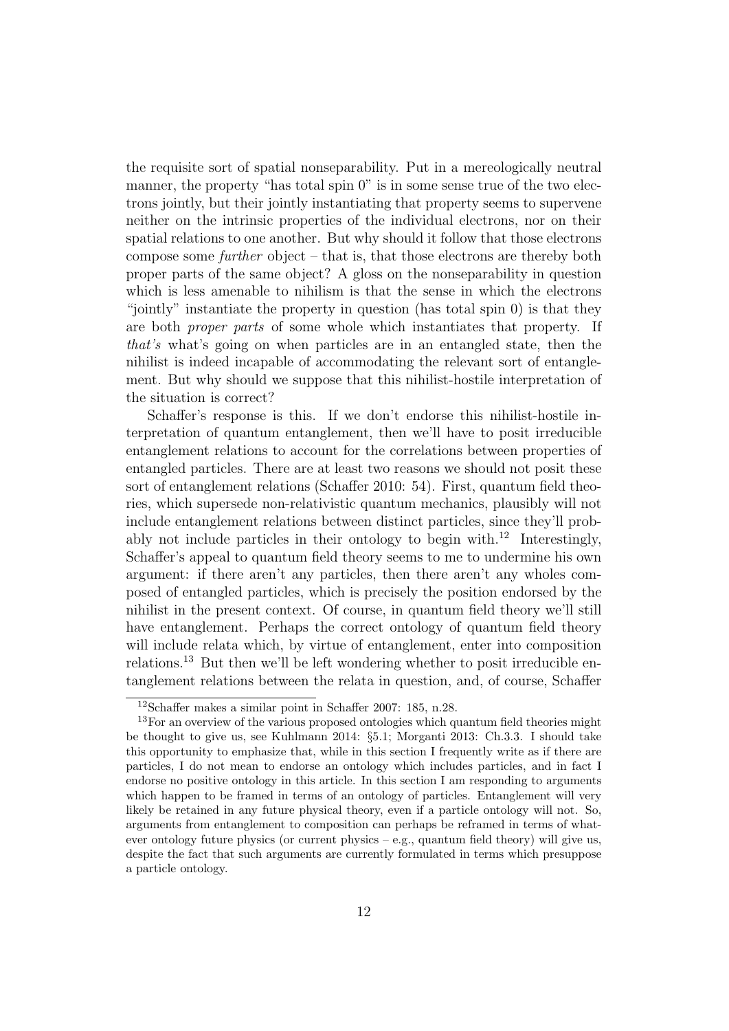the requisite sort of spatial nonseparability. Put in a mereologically neutral manner, the property "has total spin 0" is in some sense true of the two electrons jointly, but their jointly instantiating that property seems to supervene neither on the intrinsic properties of the individual electrons, nor on their spatial relations to one another. But why should it follow that those electrons compose some *further* object – that is, that those electrons are thereby both proper parts of the same object? A gloss on the nonseparability in question which is less amenable to nihilism is that the sense in which the electrons "jointly" instantiate the property in question (has total spin 0) is that they are both *proper parts* of some whole which instantiates that property. If *that's* what's going on when particles are in an entangled state, then the nihilist is indeed incapable of accommodating the relevant sort of entanglement. But why should we suppose that this nihilist-hostile interpretation of the situation is correct?

Schaffer's response is this. If we don't endorse this nihilist-hostile interpretation of quantum entanglement, then we'll have to posit irreducible entanglement relations to account for the correlations between properties of entangled particles. There are at least two reasons we should not posit these sort of entanglement relations (Schaffer 2010: 54). First, quantum field theories, which supersede non-relativistic quantum mechanics, plausibly will not include entanglement relations between distinct particles, since they'll probably not include particles in their ontology to begin with.[12] Interestingly, Schaffer's appeal to quantum field theory seems to me to undermine his own argument: if there aren't any particles, then there aren't any wholes composed of entangled particles, which is precisely the position endorsed by the nihilist in the present context. Of course, in quantum field theory we'll still have entanglement. Perhaps the correct ontology of quantum field theory will include relata which, by virtue of entanglement, enter into composition relations.[13] But then we'll be left wondering whether to posit irreducible entanglement relations between the relata in question, and, of course, Schaffer

[12] Schaffer makes a similar point in Schaffer 2007: 185, n.28.

[13] For an overview of the various proposed ontologies which quantum field theories might be thought to give us, see Kuhlmann 2014: §5.1; Morganti 2013: Ch.3.3. I should take this opportunity to emphasize that, while in this section I frequently write as if there are particles, I do not mean to endorse an ontology which includes particles, and in fact I endorse no positive ontology in this article. In this section I am responding to arguments which happen to be framed in terms of an ontology of particles. Entanglement will very likely be retained in any future physical theory, even if a particle ontology will not. So, arguments from entanglement to composition can perhaps be reframed in terms of whatever ontology future physics (or current physics – e.g., quantum field theory) will give us, despite the fact that such arguments are currently formulated in terms which presuppose a particle ontology.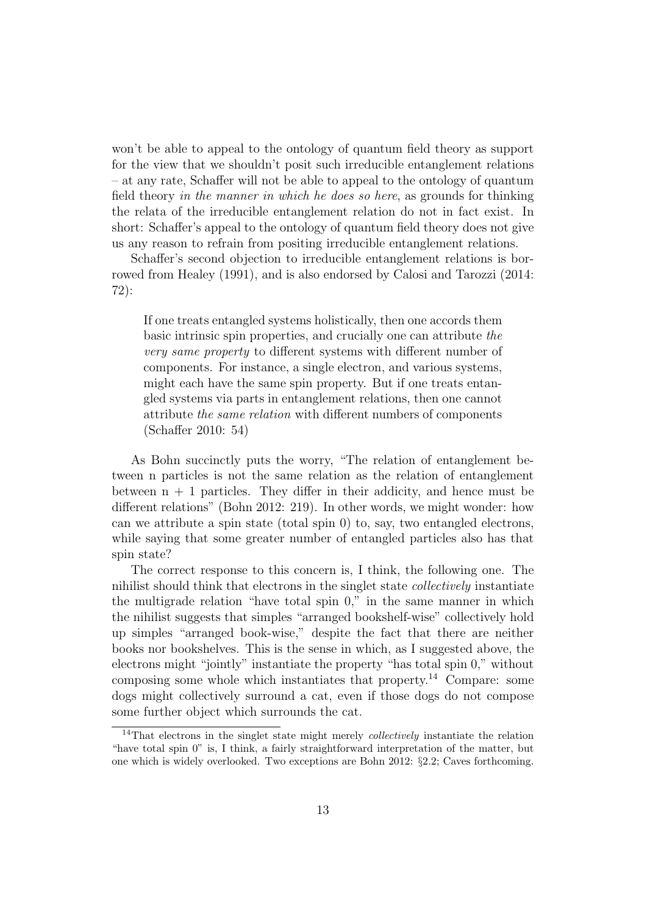won't be able to appeal to the ontology of quantum field theory as support for the view that we shouldn't posit such irreducible entanglement relations – at any rate, Schaffer will not be able to appeal to the ontology of quantum field theory *in the manner in which he does so here*, as grounds for thinking the relata of the irreducible entanglement relation do not in fact exist. In short: Schaffer's appeal to the ontology of quantum field theory does not give us any reason to refrain from positing irreducible entanglement relations.

Schaffer's second objection to irreducible entanglement relations is borrowed from Healey (1991), and is also endorsed by Calosi and Tarozzi (2014: 72):

> If one treats entangled systems holistically, then one accords them basic intrinsic spin properties, and crucially one can attribute *the very same property* to different systems with different number of components. For instance, a single electron, and various systems, might each have the same spin property. But if one treats entangled systems via parts in entanglement relations, then one cannot attribute *the same relation* with different numbers of components (Schaffer 2010: 54)

As Bohn succinctly puts the worry, "The relation of entanglement between n particles is not the same relation as the relation of entanglement between n + 1 particles. They differ in their addicity, and hence must be different relations" (Bohn 2012: 219). In other words, we might wonder: how can we attribute a spin state (total spin 0) to, say, two entangled electrons, while saying that some greater number of entangled particles also has that spin state?

The correct response to this concern is, I think, the following one. The nihilist should think that electrons in the singlet state *collectively* instantiate the multigrade relation "have total spin 0," in the same manner in which the nihilist suggests that simples "arranged bookshelf-wise" collectively hold up simples "arranged book-wise," despite the fact that there are neither books nor bookshelves. This is the sense in which, as I suggested above, the electrons might "jointly" instantiate the property "has total spin 0," without composing some whole which instantiates that property.[14] Compare: some dogs might collectively surround a cat, even if those dogs do not compose some further object which surrounds the cat.

[14] That electrons in the singlet state might merely *collectively* instantiate the relation "have total spin 0" is, I think, a fairly straightforward interpretation of the matter, but one which is widely overlooked. Two exceptions are Bohn 2012: §2.2; Caves forthcoming.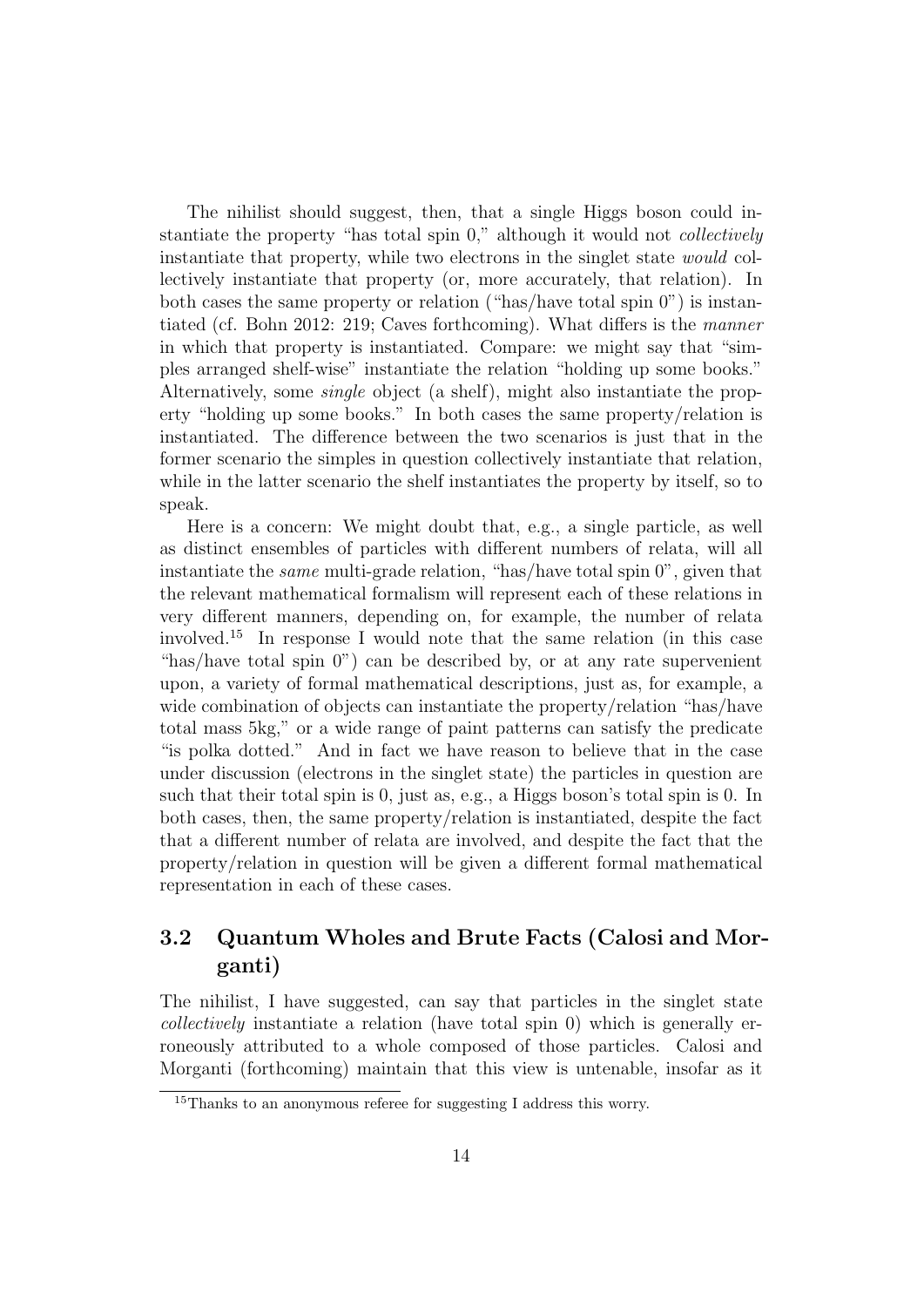The nihilist should suggest, then, that a single Higgs boson could instantiate the property "has total spin 0," although it would not *collectively* instantiate that property, while two electrons in the singlet state *would* collectively instantiate that property (or, more accurately, that relation). In both cases the same property or relation ("has/have total spin 0") is instantiated (cf. Bohn 2012: 219; Caves forthcoming). What differs is the *manner* in which that property is instantiated. Compare: we might say that "simples arranged shelf-wise" instantiate the relation "holding up some books." Alternatively, some *single* object (a shelf), might also instantiate the property "holding up some books." In both cases the same property/relation is instantiated. The difference between the two scenarios is just that in the former scenario the simples in question collectively instantiate that relation, while in the latter scenario the shelf instantiates the property by itself, so to speak.

Here is a concern: We might doubt that, e.g., a single particle, as well as distinct ensembles of particles with different numbers of relata, will all instantiate the *same* multi-grade relation, "has/have total spin 0", given that the relevant mathematical formalism will represent each of these relations in very different manners, depending on, for example, the number of relata involved.[15] In response I would note that the same relation (in this case "has/have total spin 0") can be described by, or at any rate supervenient upon, a variety of formal mathematical descriptions, just as, for example, a wide combination of objects can instantiate the property/relation "has/have total mass 5kg," or a wide range of paint patterns can satisfy the predicate "is polka dotted." And in fact we have reason to believe that in the case under discussion (electrons in the singlet state) the particles in question are such that their total spin is 0, just as, e.g., a Higgs boson's total spin is 0. In both cases, then, the same property/relation is instantiated, despite the fact that a different number of relata are involved, and despite the fact that the property/relation in question will be given a different formal mathematical representation in each of these cases.

### 3.2 Quantum Wholes and Brute Facts (Calosi and Morganti)

The nihilist, I have suggested, can say that particles in the singlet state *collectively* instantiate a relation (have total spin 0) which is generally erroneously attributed to a whole composed of those particles. Calosi and Morganti (forthcoming) maintain that this view is untenable, insofar as it

[15] Thanks to an anonymous referee for suggesting I address this worry.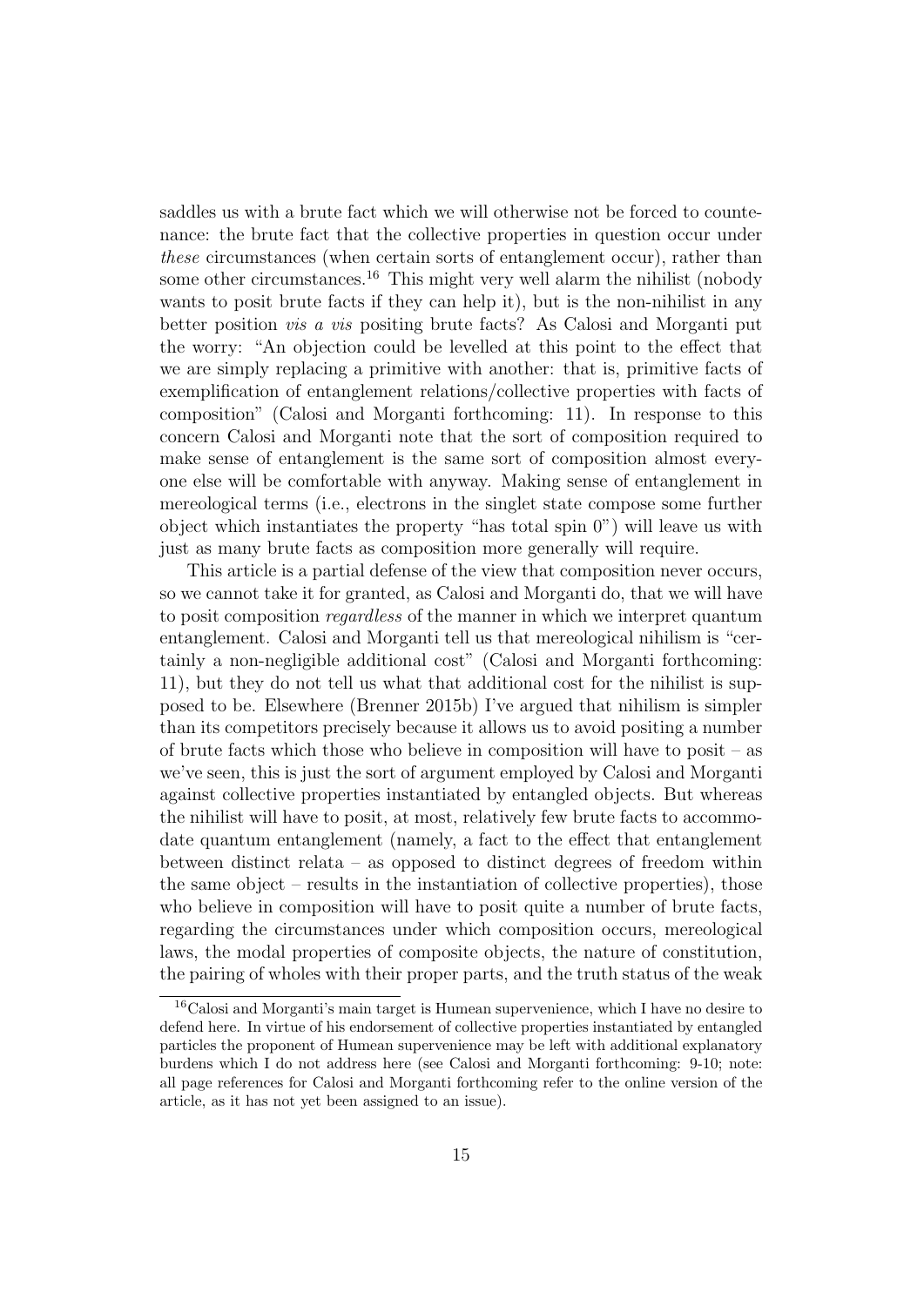saddles us with a brute fact which we will otherwise not be forced to countenance: the brute fact that the collective properties in question occur under *these* circumstances (when certain sorts of entanglement occur), rather than some other circumstances.[16] This might very well alarm the nihilist (nobody wants to posit brute facts if they can help it), but is the non-nihilist in any better position *vis a vis* positing brute facts? As Calosi and Morganti put the worry: "An objection could be levelled at this point to the effect that we are simply replacing a primitive with another: that is, primitive facts of exemplification of entanglement relations/collective properties with facts of composition" (Calosi and Morganti forthcoming: 11). In response to this concern Calosi and Morganti note that the sort of composition required to make sense of entanglement is the same sort of composition almost everyone else will be comfortable with anyway. Making sense of entanglement in mereological terms (i.e., electrons in the singlet state compose some further object which instantiates the property "has total spin 0") will leave us with just as many brute facts as composition more generally will require.

This article is a partial defense of the view that composition never occurs, so we cannot take it for granted, as Calosi and Morganti do, that we will have to posit composition *regardless* of the manner in which we interpret quantum entanglement. Calosi and Morganti tell us that mereological nihilism is "certainly a non-negligible additional cost" (Calosi and Morganti forthcoming: 11), but they do not tell us what that additional cost for the nihilist is supposed to be. Elsewhere (Brenner 2015b) I've argued that nihilism is simpler than its competitors precisely because it allows us to avoid positing a number of brute facts which those who believe in composition will have to posit – as we've seen, this is just the sort of argument employed by Calosi and Morganti against collective properties instantiated by entangled objects. But whereas the nihilist will have to posit, at most, relatively few brute facts to accommodate quantum entanglement (namely, a fact to the effect that entanglement between distinct relata – as opposed to distinct degrees of freedom within the same object – results in the instantiation of collective properties), those who believe in composition will have to posit quite a number of brute facts, regarding the circumstances under which composition occurs, mereological laws, the modal properties of composite objects, the nature of constitution, the pairing of wholes with their proper parts, and the truth status of the weak

[16] Calosi and Morganti's main target is Humean supervenience, which I have no desire to defend here. In virtue of his endorsement of collective properties instantiated by entangled particles the proponent of Humean supervenience may be left with additional explanatory burdens which I do not address here (see Calosi and Morganti forthcoming: 9-10; note: all page references for Calosi and Morganti forthcoming refer to the online version of the article, as it has not yet been assigned to an issue).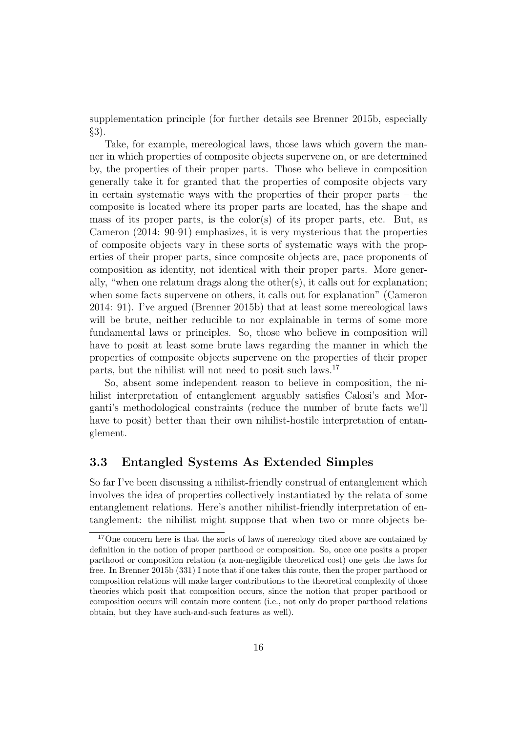supplementation principle (for further details see Brenner 2015b, especially §3).

Take, for example, mereological laws, those laws which govern the manner in which properties of composite objects supervene on, or are determined by, the properties of their proper parts. Those who believe in composition generally take it for granted that the properties of composite objects vary in certain systematic ways with the properties of their proper parts – the composite is located where its proper parts are located, has the shape and mass of its proper parts, is the color(s) of its proper parts, etc. But, as Cameron (2014: 90-91) emphasizes, it is very mysterious that the properties of composite objects vary in these sorts of systematic ways with the properties of their proper parts, since composite objects are, pace proponents of composition as identity, not identical with their proper parts. More generally, "when one relatum drags along the other(s), it calls out for explanation; when some facts supervene on others, it calls out for explanation" (Cameron 2014: 91). I've argued (Brenner 2015b) that at least some mereological laws will be brute, neither reducible to nor explainable in terms of some more fundamental laws or principles. So, those who believe in composition will have to posit at least some brute laws regarding the manner in which the properties of composite objects supervene on the properties of their proper parts, but the nihilist will not need to posit such laws.[17]

So, absent some independent reason to believe in composition, the nihilist interpretation of entanglement arguably satisfies Calosi's and Morganti's methodological constraints (reduce the number of brute facts we'll have to posit) better than their own nihilist-hostile interpretation of entanglement.

### 3.3 Entangled Systems As Extended Simples

So far I've been discussing a nihilist-friendly construal of entanglement which involves the idea of properties collectively instantiated by the relata of some entanglement relations. Here's another nihilist-friendly interpretation of entanglement: the nihilist might suppose that when two or more objects be-

[17] One concern here is that the sorts of laws of mereology cited above are contained by definition in the notion of proper parthood or composition. So, once one posits a proper parthood or composition relation (a non-negligible theoretical cost) one gets the laws for free. In Brenner 2015b (331) I note that if one takes this route, then the proper parthood or composition relations will make larger contributions to the theoretical complexity of those theories which posit that composition occurs, since the notion that proper parthood or composition occurs will contain more content (i.e., not only do proper parthood relations obtain, but they have such-and-such features as well).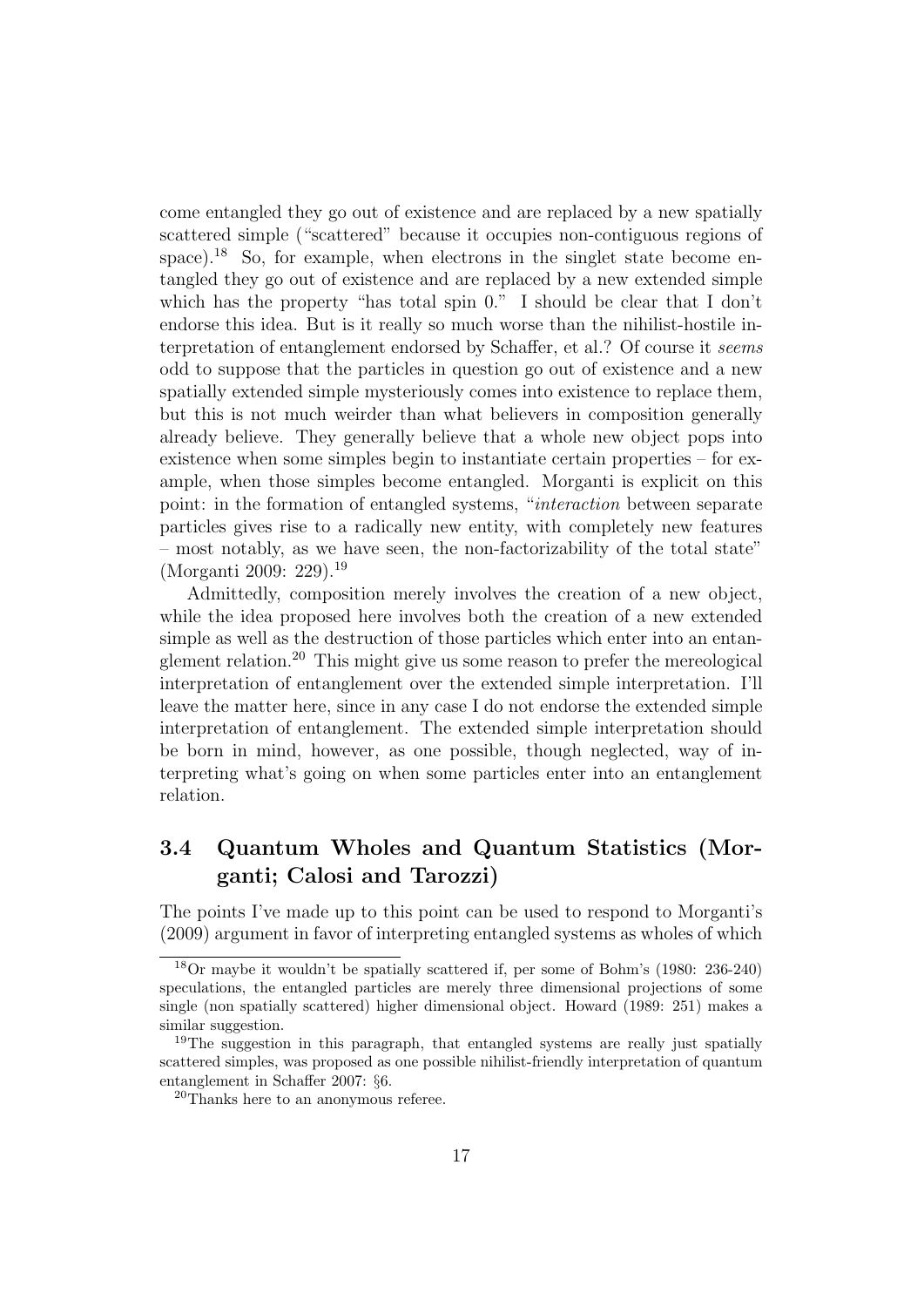come entangled they go out of existence and are replaced by a new spatially scattered simple ("scattered" because it occupies non-contiguous regions of space).[18] So, for example, when electrons in the singlet state become entangled they go out of existence and are replaced by a new extended simple which has the property "has total spin 0." I should be clear that I don't endorse this idea. But is it really so much worse than the nihilist-hostile interpretation of entanglement endorsed by Schaffer, et al.? Of course it *seems* odd to suppose that the particles in question go out of existence and a new spatially extended simple mysteriously comes into existence to replace them, but this is not much weirder than what believers in composition generally already believe. They generally believe that a whole new object pops into existence when some simples begin to instantiate certain properties – for example, when those simples become entangled. Morganti is explicit on this point: in the formation of entangled systems, "*interaction* between separate particles gives rise to a radically new entity, with completely new features – most notably, as we have seen, the non-factorizability of the total state" (Morganti 2009: 229).[19]

Admittedly, composition merely involves the creation of a new object, while the idea proposed here involves both the creation of a new extended simple as well as the destruction of those particles which enter into an entanglement relation.[20] This might give us some reason to prefer the mereological interpretation of entanglement over the extended simple interpretation. I'll leave the matter here, since in any case I do not endorse the extended simple interpretation of entanglement. The extended simple interpretation should be born in mind, however, as one possible, though neglected, way of interpreting what's going on when some particles enter into an entanglement relation.

### 3.4 Quantum Wholes and Quantum Statistics (Morganti; Calosi and Tarozzi)

The points I've made up to this point can be used to respond to Morganti's (2009) argument in favor of interpreting entangled systems as wholes of which

---

[18] Or maybe it wouldn't be spatially scattered if, per some of Bohm's (1980: 236-240) speculations, the entangled particles are merely three dimensional projections of some single (non spatially scattered) higher dimensional object. Howard (1989: 251) makes a similar suggestion.

[19] The suggestion in this paragraph, that entangled systems are really just spatially scattered simples, was proposed as one possible nihilist-friendly interpretation of quantum entanglement in Schaffer 2007: §6.

[20] Thanks here to an anonymous referee.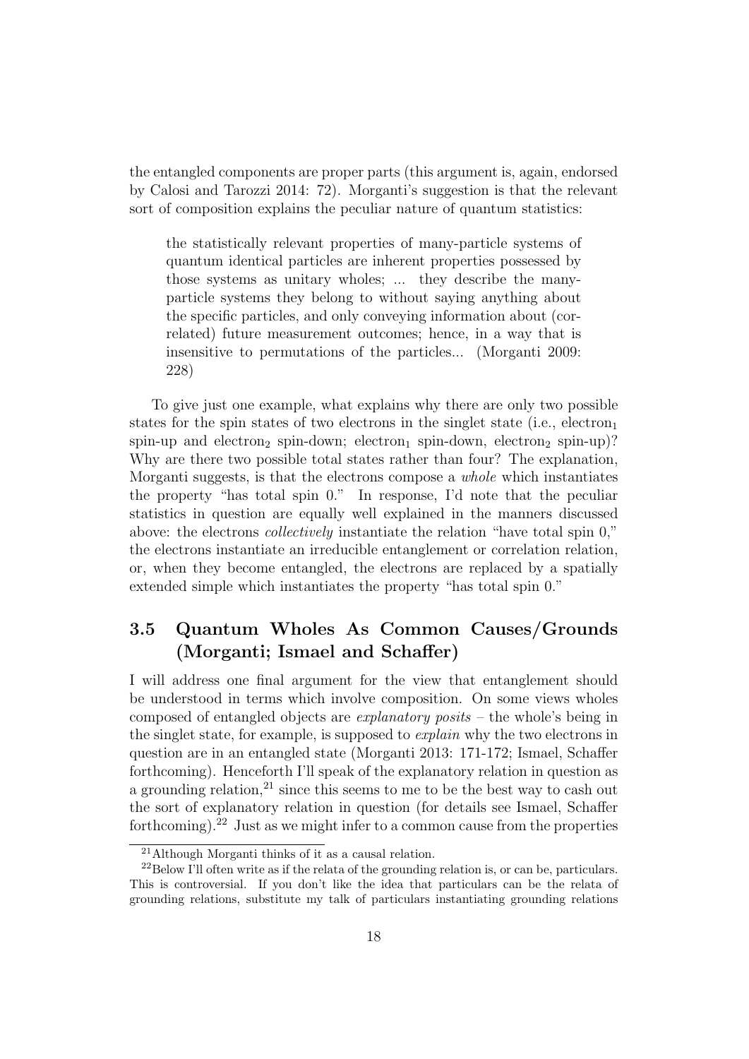the entangled components are proper parts (this argument is, again, endorsed by Calosi and Tarozzi 2014: 72). Morganti's suggestion is that the relevant sort of composition explains the peculiar nature of quantum statistics:

> the statistically relevant properties of many-particle systems of quantum identical particles are inherent properties possessed by those systems as unitary wholes; ... they describe the many-particle systems they belong to without saying anything about the specific particles, and only conveying information about (correlated) future measurement outcomes; hence, in a way that is insensitive to permutations of the particles... (Morganti 2009: 228)

To give just one example, what explains why there are only two possible states for the spin states of two electrons in the singlet state (i.e., $\text{electron}_1$ spin-up and $\text{electron}_2$ spin-down; $\text{electron}_1$ spin-down, $\text{electron}_2$ spin-up)? Why are there two possible total states rather than four? The explanation, Morganti suggests, is that the electrons compose a *whole* which instantiates the property "has total spin 0." In response, I'd note that the peculiar statistics in question are equally well explained in the manners discussed above: the electrons *collectively* instantiate the relation "have total spin 0," the electrons instantiate an irreducible entanglement or correlation relation, or, when they become entangled, the electrons are replaced by a spatially extended simple which instantiates the property "has total spin 0."

### 3.5 Quantum Wholes As Common Causes/Grounds (Morganti; Ismael and Schaffer)

I will address one final argument for the view that entanglement should be understood in terms which involve composition. On some views wholes composed of entangled objects are *explanatory posits* – the whole's being in the singlet state, for example, is supposed to *explain* why the two electrons in question are in an entangled state (Morganti 2013: 171-172; Ismael, Schaffer forthcoming). Henceforth I'll speak of the explanatory relation in question as a grounding relation,[21] since this seems to me to be the best way to cash out the sort of explanatory relation in question (for details see Ismael, Schaffer forthcoming).[22] Just as we might infer to a common cause from the properties

[21] Although Morganti thinks of it as a causal relation.

[22] Below I'll often write as if the relata of the grounding relation is, or can be, particulars. This is controversial. If you don't like the idea that particulars can be the relata of grounding relations, substitute my talk of particulars instantiating grounding relations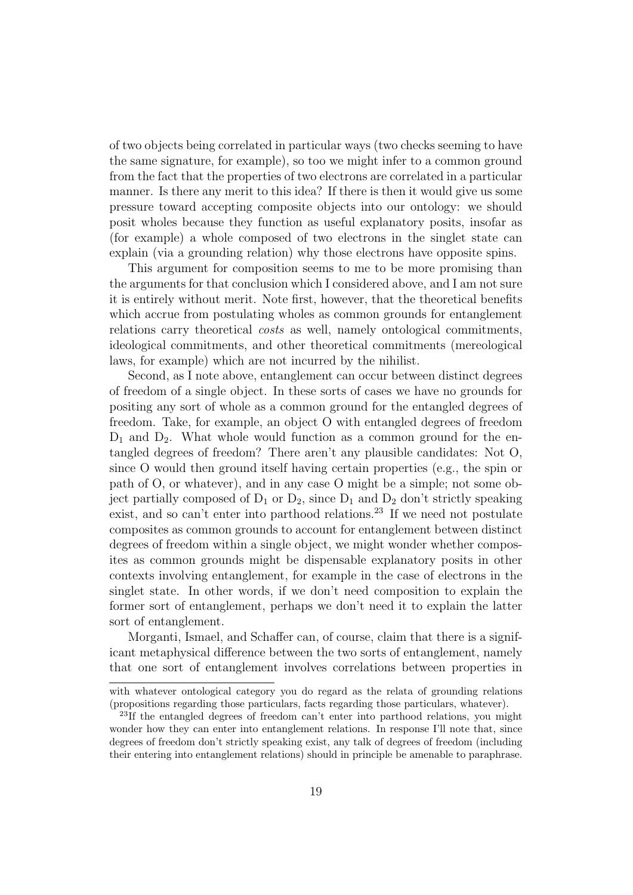of two objects being correlated in particular ways (two checks seeming to have the same signature, for example), so too we might infer to a common ground from the fact that the properties of two electrons are correlated in a particular manner. Is there any merit to this idea? If there is then it would give us some pressure toward accepting composite objects into our ontology: we should posit wholes because they function as useful explanatory posits, insofar as (for example) a whole composed of two electrons in the singlet state can explain (via a grounding relation) why those electrons have opposite spins.

This argument for composition seems to me to be more promising than the arguments for that conclusion which I considered above, and I am not sure it is entirely without merit. Note first, however, that the theoretical benefits which accrue from postulating wholes as common grounds for entanglement relations carry theoretical *costs* as well, namely ontological commitments, ideological commitments, and other theoretical commitments (mereological laws, for example) which are not incurred by the nihilist.

Second, as I note above, entanglement can occur between distinct degrees of freedom of a single object. In these sorts of cases we have no grounds for positing any sort of whole as a common ground for the entangled degrees of freedom. Take, for example, an object O with entangled degrees of freedom $D_1$ and $D_2$. What whole would function as a common ground for the entangled degrees of freedom? There aren't any plausible candidates: Not O, since O would then ground itself having certain properties (e.g., the spin or path of O, or whatever), and in any case O might be a simple; not some object partially composed of $D_1$ or $D_2$, since $D_1$ and $D_2$ don't strictly speaking exist, and so can't enter into parthood relations.[23] If we need not postulate composites as common grounds to account for entanglement between distinct degrees of freedom within a single object, we might wonder whether composites as common grounds might be dispensable explanatory posits in other contexts involving entanglement, for example in the case of electrons in the singlet state. In other words, if we don't need composition to explain the former sort of entanglement, perhaps we don't need it to explain the latter sort of entanglement.

Morganti, Ismael, and Schaffer can, of course, claim that there is a significant metaphysical difference between the two sorts of entanglement, namely that one sort of entanglement involves correlations between properties in

---

with whatever ontological category you do regard as the relata of grounding relations (propositions regarding those particulars, facts regarding those particulars, whatever).

[23]If the entangled degrees of freedom can't enter into parthood relations, you might wonder how they can enter into entanglement relations. In response I'll note that, since degrees of freedom don't strictly speaking exist, any talk of degrees of freedom (including their entering into entanglement relations) should in principle be amenable to paraphrase.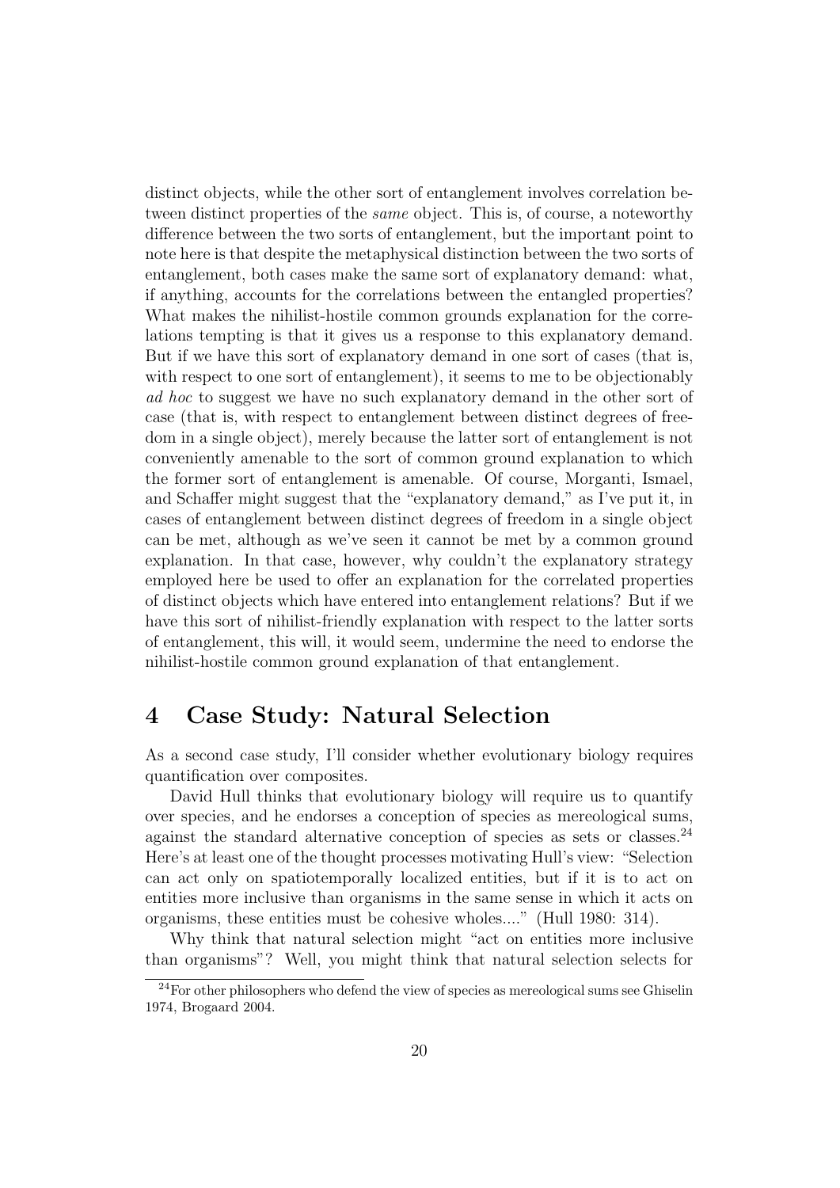distinct objects, while the other sort of entanglement involves correlation between distinct properties of the *same* object. This is, of course, a noteworthy difference between the two sorts of entanglement, but the important point to note here is that despite the metaphysical distinction between the two sorts of entanglement, both cases make the same sort of explanatory demand: what, if anything, accounts for the correlations between the entangled properties? What makes the nihilist-hostile common grounds explanation for the correlations tempting is that it gives us a response to this explanatory demand. But if we have this sort of explanatory demand in one sort of cases (that is, with respect to one sort of entanglement), it seems to me to be objectionably *ad hoc* to suggest we have no such explanatory demand in the other sort of case (that is, with respect to entanglement between distinct degrees of freedom in a single object), merely because the latter sort of entanglement is not conveniently amenable to the sort of common ground explanation to which the former sort of entanglement is amenable. Of course, Morganti, Ismael, and Schaffer might suggest that the "explanatory demand," as I've put it, in cases of entanglement between distinct degrees of freedom in a single object can be met, although as we've seen it cannot be met by a common ground explanation. In that case, however, why couldn't the explanatory strategy employed here be used to offer an explanation for the correlated properties of distinct objects which have entered into entanglement relations? But if we have this sort of nihilist-friendly explanation with respect to the latter sorts of entanglement, this will, it would seem, undermine the need to endorse the nihilist-hostile common ground explanation of that entanglement.

## 4 Case Study: Natural Selection

As a second case study, I'll consider whether evolutionary biology requires quantification over composites.

David Hull thinks that evolutionary biology will require us to quantify over species, and he endorses a conception of species as mereological sums, against the standard alternative conception of species as sets or classes.[24] Here's at least one of the thought processes motivating Hull's view: "Selection can act only on spatiotemporally localized entities, but if it is to act on entities more inclusive than organisms in the same sense in which it acts on organisms, these entities must be cohesive wholes...." (Hull 1980: 314).

Why think that natural selection might "act on entities more inclusive than organisms"? Well, you might think that natural selection selects for

[24] For other philosophers who defend the view of species as mereological sums see Ghiselin 1974, Brogaard 2004.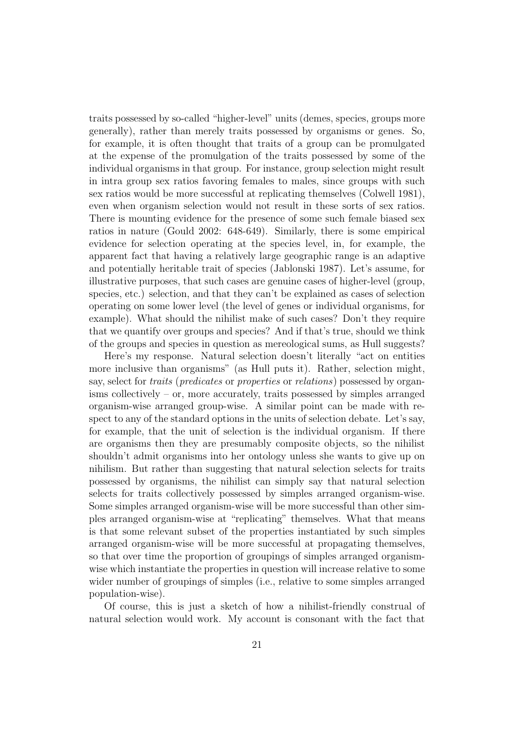traits possessed by so-called "higher-level" units (demes, species, groups more generally), rather than merely traits possessed by organisms or genes. So, for example, it is often thought that traits of a group can be promulgated at the expense of the promulgation of the traits possessed by some of the individual organisms in that group. For instance, group selection might result in intra group sex ratios favoring females to males, since groups with such sex ratios would be more successful at replicating themselves (Colwell 1981), even when organism selection would not result in these sorts of sex ratios. There is mounting evidence for the presence of some such female biased sex ratios in nature (Gould 2002: 648-649). Similarly, there is some empirical evidence for selection operating at the species level, in, for example, the apparent fact that having a relatively large geographic range is an adaptive and potentially heritable trait of species (Jablonski 1987). Let's assume, for illustrative purposes, that such cases are genuine cases of higher-level (group, species, etc.) selection, and that they can't be explained as cases of selection operating on some lower level (the level of genes or individual organisms, for example). What should the nihilist make of such cases? Don't they require that we quantify over groups and species? And if that's true, should we think of the groups and species in question as mereological sums, as Hull suggests?

Here's my response. Natural selection doesn't literally "act on entities more inclusive than organisms" (as Hull puts it). Rather, selection might, say, select for *traits* (*predicates* or *properties* or *relations*) possessed by organisms collectively – or, more accurately, traits possessed by simples arranged organism-wise arranged group-wise. A similar point can be made with respect to any of the standard options in the units of selection debate. Let's say, for example, that the unit of selection is the individual organism. If there are organisms then they are presumably composite objects, so the nihilist shouldn't admit organisms into her ontology unless she wants to give up on nihilism. But rather than suggesting that natural selection selects for traits possessed by organisms, the nihilist can simply say that natural selection selects for traits collectively possessed by simples arranged organism-wise. Some simples arranged organism-wise will be more successful than other simples arranged organism-wise at "replicating" themselves. What that means is that some relevant subset of the properties instantiated by such simples arranged organism-wise will be more successful at propagating themselves, so that over time the proportion of groupings of simples arranged organism-wise which instantiate the properties in question will increase relative to some wider number of groupings of simples (i.e., relative to some simples arranged population-wise).

Of course, this is just a sketch of how a nihilist-friendly construal of natural selection would work. My account is consonant with the fact that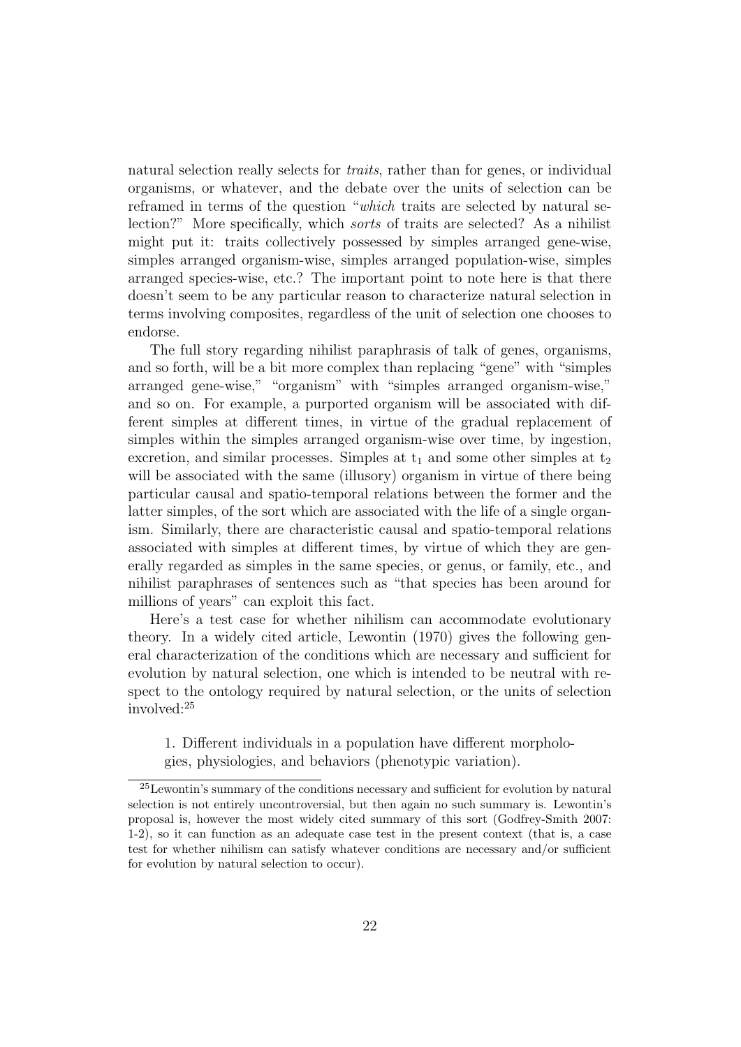natural selection really selects for *traits*, rather than for genes, or individual organisms, or whatever, and the debate over the units of selection can be reframed in terms of the question "*which* traits are selected by natural selection?" More specifically, which *sorts* of traits are selected? As a nihilist might put it: traits collectively possessed by simples arranged gene-wise, simples arranged organism-wise, simples arranged population-wise, simples arranged species-wise, etc.? The important point to note here is that there doesn't seem to be any particular reason to characterize natural selection in terms involving composites, regardless of the unit of selection one chooses to endorse.

The full story regarding nihilist paraphrasis of talk of genes, organisms, and so forth, will be a bit more complex than replacing "gene" with "simples arranged gene-wise," "organism" with "simples arranged organism-wise," and so on. For example, a purported organism will be associated with different simples at different times, in virtue of the gradual replacement of simples within the simples arranged organism-wise over time, by ingestion, excretion, and similar processes. Simples at $t_1$ and some other simples at $t_2$ will be associated with the same (illusory) organism in virtue of there being particular causal and spatio-temporal relations between the former and the latter simples, of the sort which are associated with the life of a single organism. Similarly, there are characteristic causal and spatio-temporal relations associated with simples at different times, by virtue of which they are generally regarded as simples in the same species, or genus, or family, etc., and nihilist paraphrases of sentences such as "that species has been around for millions of years" can exploit this fact.

Here's a test case for whether nihilism can accommodate evolutionary theory. In a widely cited article, Lewontin (1970) gives the following general characterization of the conditions which are necessary and sufficient for evolution by natural selection, one which is intended to be neutral with respect to the ontology required by natural selection, or the units of selection involved:[25]

> 1. Different individuals in a population have different morphologies, physiologies, and behaviors (phenotypic variation).

[25] Lewontin's summary of the conditions necessary and sufficient for evolution by natural selection is not entirely uncontroversial, but then again no such summary is. Lewontin's proposal is, however the most widely cited summary of this sort (Godfrey-Smith 2007: 1-2), so it can function as an adequate case test in the present context (that is, a case test for whether nihilism can satisfy whatever conditions are necessary and/or sufficient for evolution by natural selection to occur).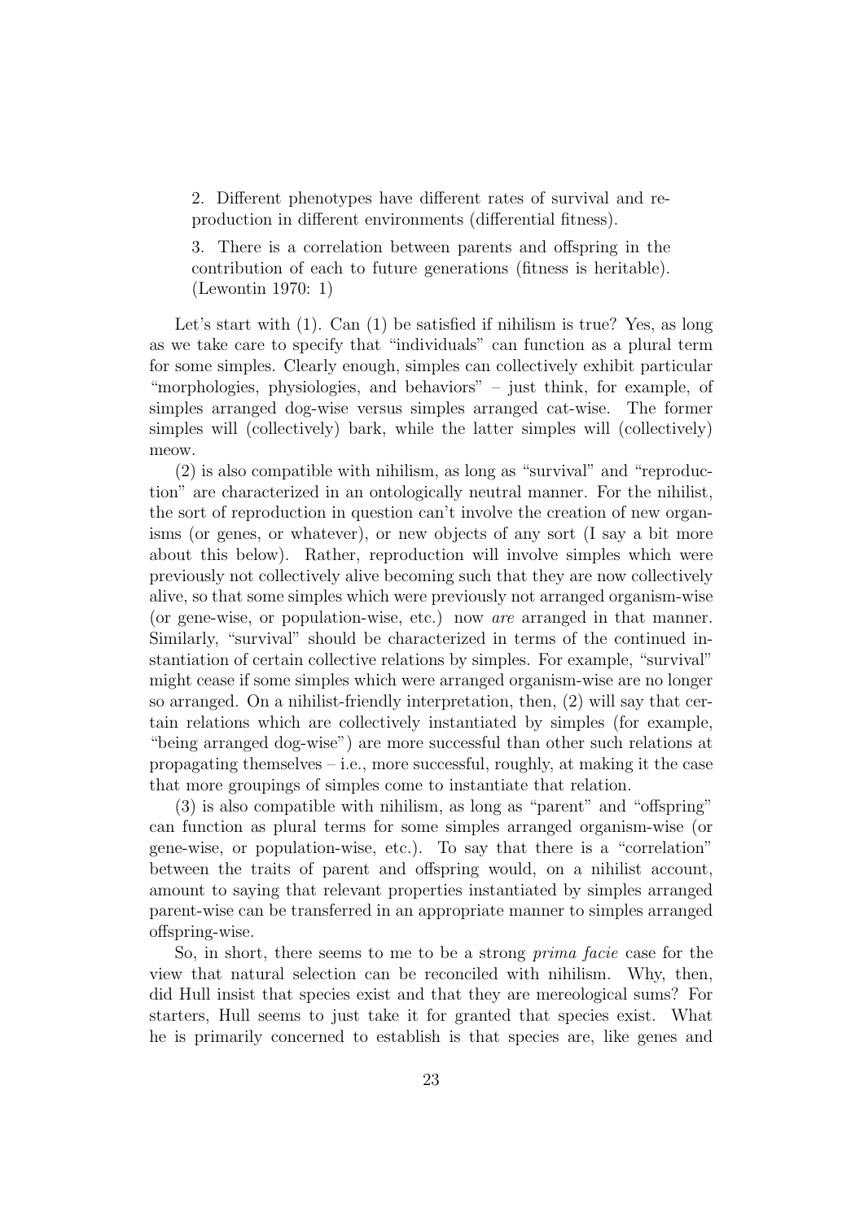> 2. Different phenotypes have different rates of survival and reproduction in different environments (differential fitness).
>
> 3. There is a correlation between parents and offspring in the contribution of each to future generations (fitness is heritable). (Lewontin 1970: 1)

Let's start with (1). Can (1) be satisfied if nihilism is true? Yes, as long as we take care to specify that "individuals" can function as a plural term for some simples. Clearly enough, simples can collectively exhibit particular "morphologies, physiologies, and behaviors" – just think, for example, of simples arranged dog-wise versus simples arranged cat-wise. The former simples will (collectively) bark, while the latter simples will (collectively) meow.

(2) is also compatible with nihilism, as long as "survival" and "reproduction" are characterized in an ontologically neutral manner. For the nihilist, the sort of reproduction in question can't involve the creation of new organisms (or genes, or whatever), or new objects of any sort (I say a bit more about this below). Rather, reproduction will involve simples which were previously not collectively alive becoming such that they are now collectively alive, so that some simples which were previously not arranged organism-wise (or gene-wise, or population-wise, etc.) now *are* arranged in that manner. Similarly, "survival" should be characterized in terms of the continued instantiation of certain collective relations by simples. For example, "survival" might cease if some simples which were arranged organism-wise are no longer so arranged. On a nihilist-friendly interpretation, then, (2) will say that certain relations which are collectively instantiated by simples (for example, "being arranged dog-wise") are more successful than other such relations at propagating themselves – i.e., more successful, roughly, at making it the case that more groupings of simples come to instantiate that relation.

(3) is also compatible with nihilism, as long as "parent" and "offspring" can function as plural terms for some simples arranged organism-wise (or gene-wise, or population-wise, etc.). To say that there is a "correlation" between the traits of parent and offspring would, on a nihilist account, amount to saying that relevant properties instantiated by simples arranged parent-wise can be transferred in an appropriate manner to simples arranged offspring-wise.

So, in short, there seems to me to be a strong *prima facie* case for the view that natural selection can be reconciled with nihilism. Why, then, did Hull insist that species exist and that they are mereological sums? For starters, Hull seems to just take it for granted that species exist. What he is primarily concerned to establish is that species are, like genes and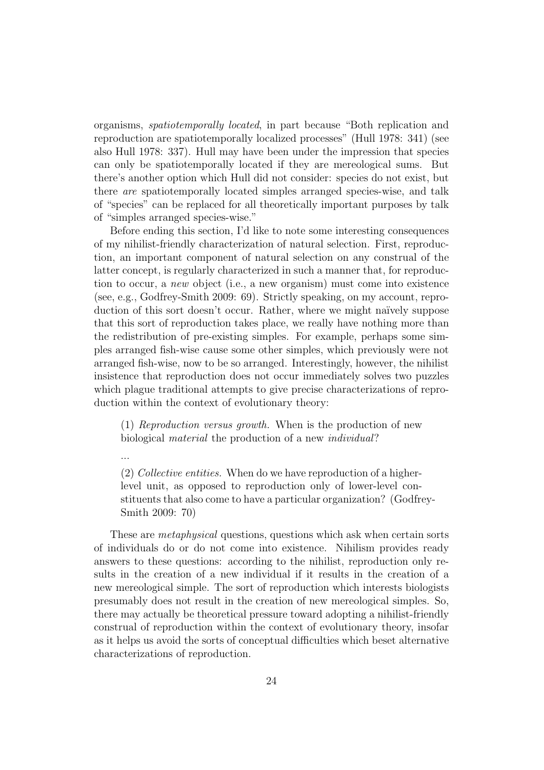organisms, *spatiotemporally located*, in part because "Both replication and reproduction are spatiotemporally localized processes" (Hull 1978: 341) (see also Hull 1978: 337). Hull may have been under the impression that species can only be spatiotemporally located if they are mereological sums. But there's another option which Hull did not consider: species do not exist, but there *are* spatiotemporally located simples arranged species-wise, and talk of "species" can be replaced for all theoretically important purposes by talk of "simples arranged species-wise."

Before ending this section, I'd like to note some interesting consequences of my nihilist-friendly characterization of natural selection. First, reproduction, an important component of natural selection on any construal of the latter concept, is regularly characterized in such a manner that, for reproduction to occur, a *new* object (i.e., a new organism) must come into existence (see, e.g., Godfrey-Smith 2009: 69). Strictly speaking, on my account, reproduction of this sort doesn't occur. Rather, where we might naïvely suppose that this sort of reproduction takes place, we really have nothing more than the redistribution of pre-existing simples. For example, perhaps some simples arranged fish-wise cause some other simples, which previously were not arranged fish-wise, now to be so arranged. Interestingly, however, the nihilist insistence that reproduction does not occur immediately solves two puzzles which plague traditional attempts to give precise characterizations of reproduction within the context of evolutionary theory:

> (1) *Reproduction versus growth.* When is the production of new biological *material* the production of a new *individual*?
>
> ...
>
> (2) *Collective entities.* When do we have reproduction of a higher-level unit, as opposed to reproduction only of lower-level constituents that also come to have a particular organization? (Godfrey-Smith 2009: 70)

These are *metaphysical* questions, questions which ask when certain sorts of individuals do or do not come into existence. Nihilism provides ready answers to these questions: according to the nihilist, reproduction only results in the creation of a new individual if it results in the creation of a new mereological simple. The sort of reproduction which interests biologists presumably does not result in the creation of new mereological simples. So, there may actually be theoretical pressure toward adopting a nihilist-friendly construal of reproduction within the context of evolutionary theory, insofar as it helps us avoid the sorts of conceptual difficulties which beset alternative characterizations of reproduction.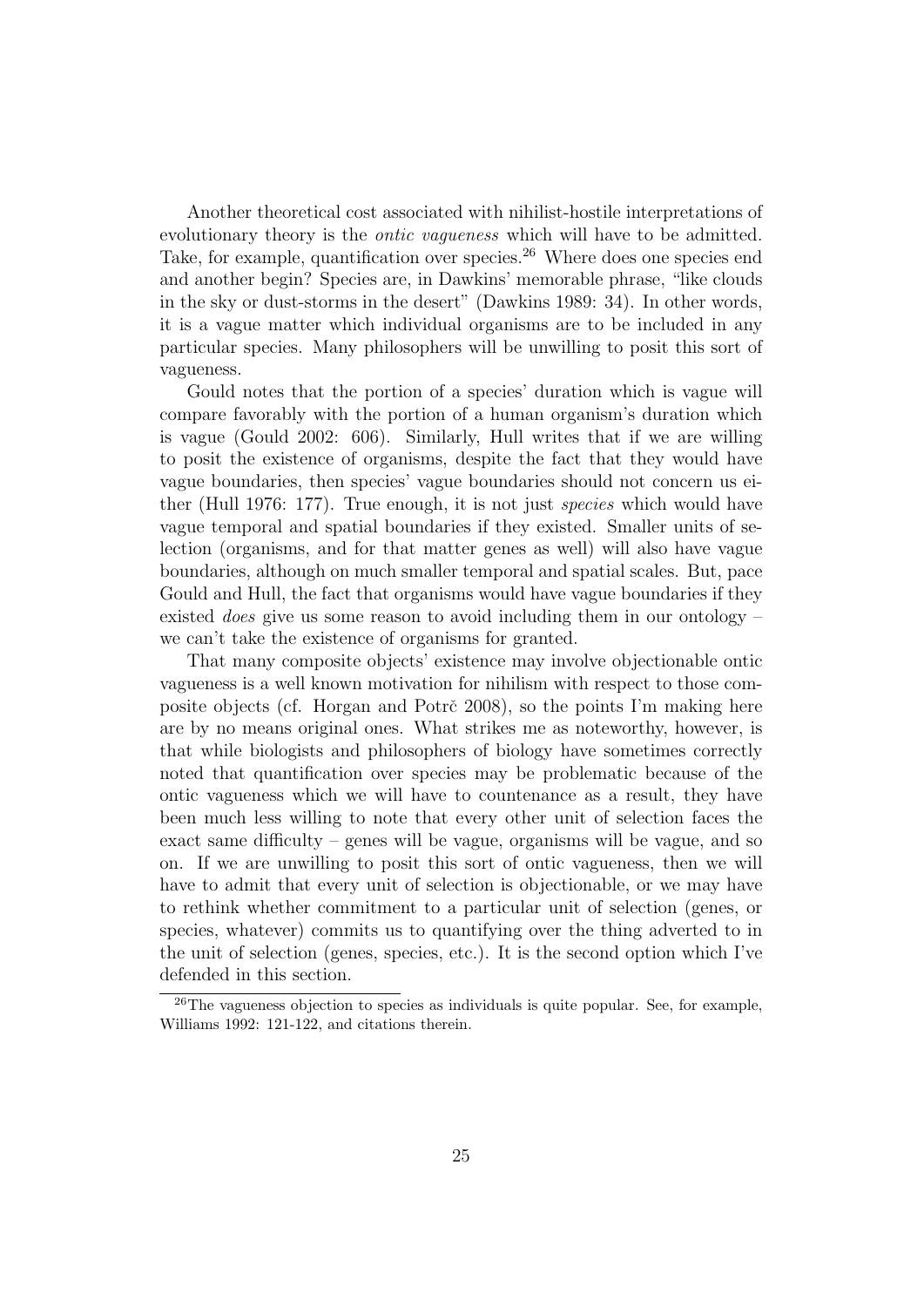Another theoretical cost associated with nihilist-hostile interpretations of evolutionary theory is the *ontic vagueness* which will have to be admitted. Take, for example, quantification over species.[26] Where does one species end and another begin? Species are, in Dawkins' memorable phrase, "like clouds in the sky or dust-storms in the desert" (Dawkins 1989: 34). In other words, it is a vague matter which individual organisms are to be included in any particular species. Many philosophers will be unwilling to posit this sort of vagueness.

Gould notes that the portion of a species' duration which is vague will compare favorably with the portion of a human organism's duration which is vague (Gould 2002: 606). Similarly, Hull writes that if we are willing to posit the existence of organisms, despite the fact that they would have vague boundaries, then species' vague boundaries should not concern us either (Hull 1976: 177). True enough, it is not just *species* which would have vague temporal and spatial boundaries if they existed. Smaller units of selection (organisms, and for that matter genes as well) will also have vague boundaries, although on much smaller temporal and spatial scales. But, pace Gould and Hull, the fact that organisms would have vague boundaries if they existed *does* give us some reason to avoid including them in our ontology – we can't take the existence of organisms for granted.

That many composite objects' existence may involve objectionable ontic vagueness is a well known motivation for nihilism with respect to those composite objects (cf. Horgan and Potrč 2008), so the points I'm making here are by no means original ones. What strikes me as noteworthy, however, is that while biologists and philosophers of biology have sometimes correctly noted that quantification over species may be problematic because of the ontic vagueness which we will have to countenance as a result, they have been much less willing to note that every other unit of selection faces the exact same difficulty – genes will be vague, organisms will be vague, and so on. If we are unwilling to posit this sort of ontic vagueness, then we will have to admit that every unit of selection is objectionable, or we may have to rethink whether commitment to a particular unit of selection (genes, or species, whatever) commits us to quantifying over the thing adverted to in the unit of selection (genes, species, etc.). It is the second option which I've defended in this section.

[26] The vagueness objection to species as individuals is quite popular. See, for example, Williams 1992: 121-122, and citations therein.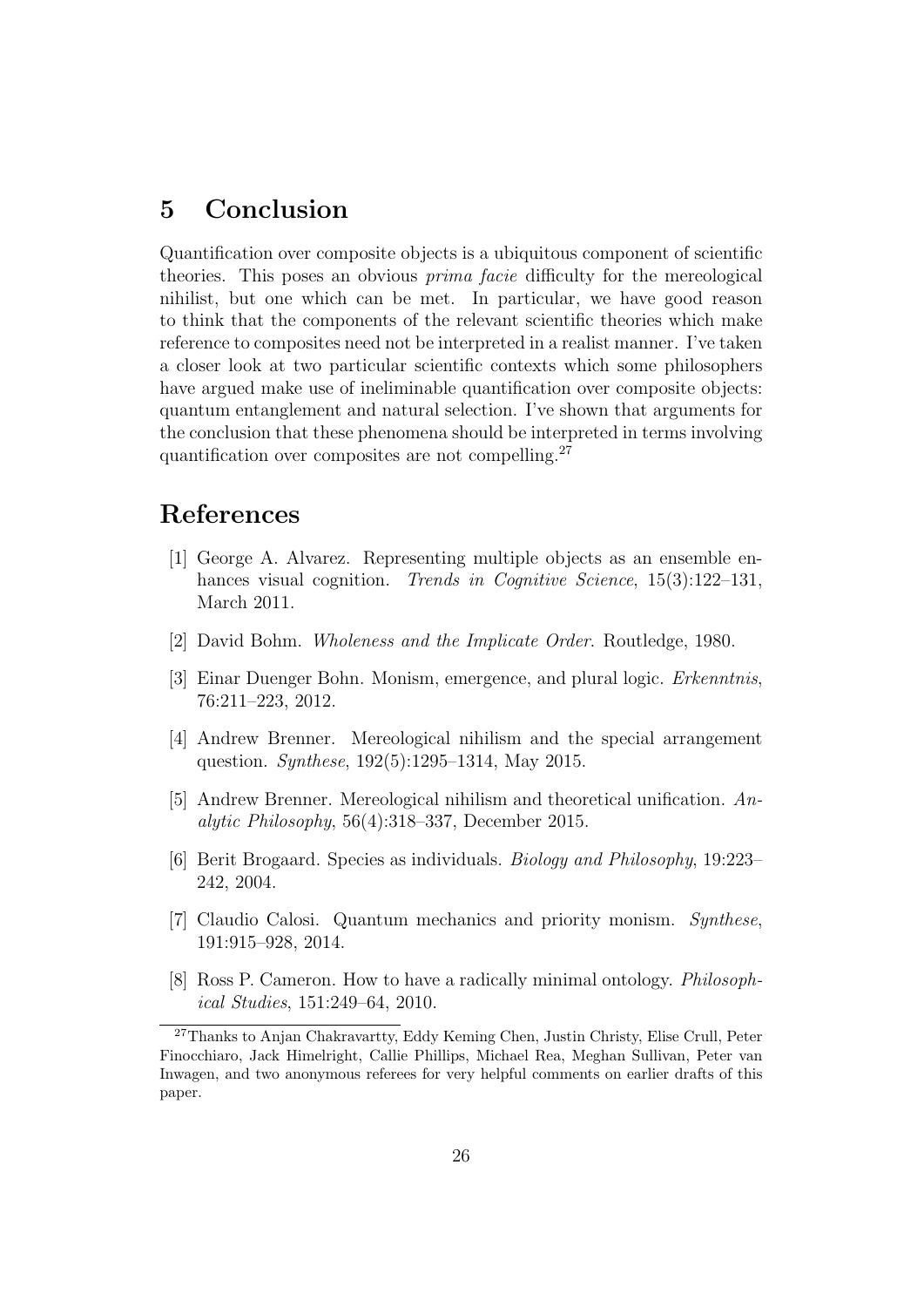## 5 Conclusion

Quantification over composite objects is a ubiquitous component of scientific theories. This poses an obvious *prima facie* difficulty for the mereological nihilist, but one which can be met. In particular, we have good reason to think that the components of the relevant scientific theories which make reference to composites need not be interpreted in a realist manner. I've taken a closer look at two particular scientific contexts which some philosophers have argued make use of ineliminable quantification over composite objects: quantum entanglement and natural selection. I've shown that arguments for the conclusion that these phenomena should be interpreted in terms involving quantification over composites are not compelling.[27]

## References

[1] George A. Alvarez. Representing multiple objects as an ensemble enhances visual cognition. *Trends in Cognitive Science*, 15(3):122–131, March 2011.

[2] David Bohm. *Wholeness and the Implicate Order*. Routledge, 1980.

[3] Einar Duenger Bohn. Monism, emergence, and plural logic. *Erkenntnis*, 76:211–223, 2012.

[4] Andrew Brenner. Mereological nihilism and the special arrangement question. *Synthese*, 192(5):1295–1314, May 2015.

[5] Andrew Brenner. Mereological nihilism and theoretical unification. *Analytic Philosophy*, 56(4):318–337, December 2015.

[6] Berit Brogaard. Species as individuals. *Biology and Philosophy*, 19:223–242, 2004.

[7] Claudio Calosi. Quantum mechanics and priority monism. *Synthese*, 191:915–928, 2014.

[8] Ross P. Cameron. How to have a radically minimal ontology. *Philosophical Studies*, 151:249–64, 2010.

[27] Thanks to Anjan Chakravartty, Eddy Keming Chen, Justin Christy, Elise Crull, Peter Finocchiaro, Jack Himelright, Callie Phillips, Michael Rea, Meghan Sullivan, Peter van Inwagen, and two anonymous referees for very helpful comments on earlier drafts of this paper.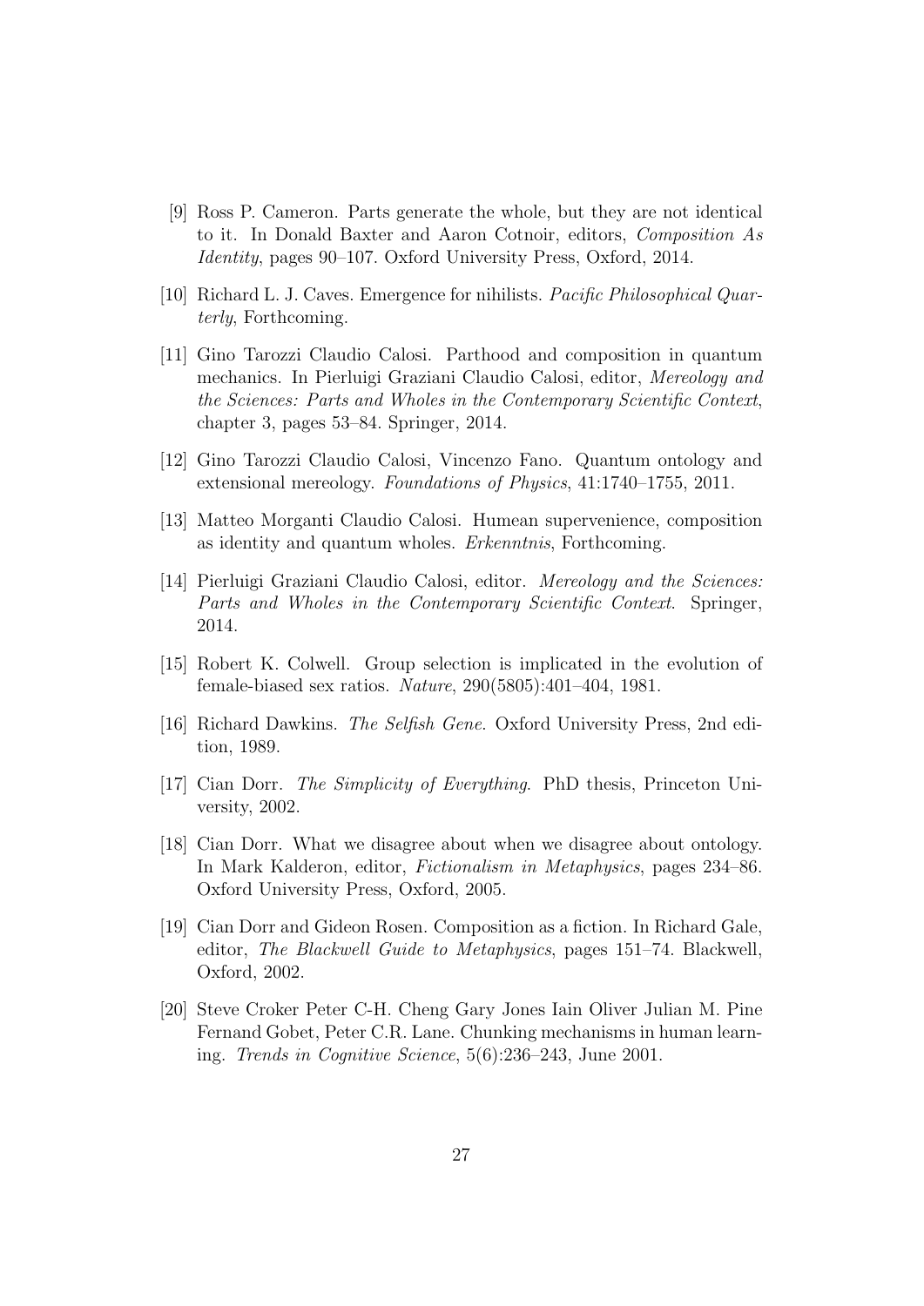[9] Ross P. Cameron. Parts generate the whole, but they are not identical to it. In Donald Baxter and Aaron Cotnoir, editors, *Composition As Identity*, pages 90–107. Oxford University Press, Oxford, 2014.

[10] Richard L. J. Caves. Emergence for nihilists. *Pacific Philosophical Quarterly*, Forthcoming.

[11] Gino Tarozzi Claudio Calosi. Parthood and composition in quantum mechanics. In Pierluigi Graziani Claudio Calosi, editor, *Mereology and the Sciences: Parts and Wholes in the Contemporary Scientific Context*, chapter 3, pages 53–84. Springer, 2014.

[12] Gino Tarozzi Claudio Calosi, Vincenzo Fano. Quantum ontology and extensional mereology. *Foundations of Physics*, 41:1740–1755, 2011.

[13] Matteo Morganti Claudio Calosi. Humean supervenience, composition as identity and quantum wholes. *Erkenntnis*, Forthcoming.

[14] Pierluigi Graziani Claudio Calosi, editor. *Mereology and the Sciences: Parts and Wholes in the Contemporary Scientific Context*. Springer, 2014.

[15] Robert K. Colwell. Group selection is implicated in the evolution of female-biased sex ratios. *Nature*, 290(5805):401–404, 1981.

[16] Richard Dawkins. *The Selfish Gene*. Oxford University Press, 2nd edition, 1989.

[17] Cian Dorr. *The Simplicity of Everything*. PhD thesis, Princeton University, 2002.

[18] Cian Dorr. What we disagree about when we disagree about ontology. In Mark Kalderon, editor, *Fictionalism in Metaphysics*, pages 234–86. Oxford University Press, Oxford, 2005.

[19] Cian Dorr and Gideon Rosen. Composition as a fiction. In Richard Gale, editor, *The Blackwell Guide to Metaphysics*, pages 151–74. Blackwell, Oxford, 2002.

[20] Steve Croker Peter C-H. Cheng Gary Jones Iain Oliver Julian M. Pine Fernand Gobet, Peter C.R. Lane. Chunking mechanisms in human learning. *Trends in Cognitive Science*, 5(6):236–243, June 2001.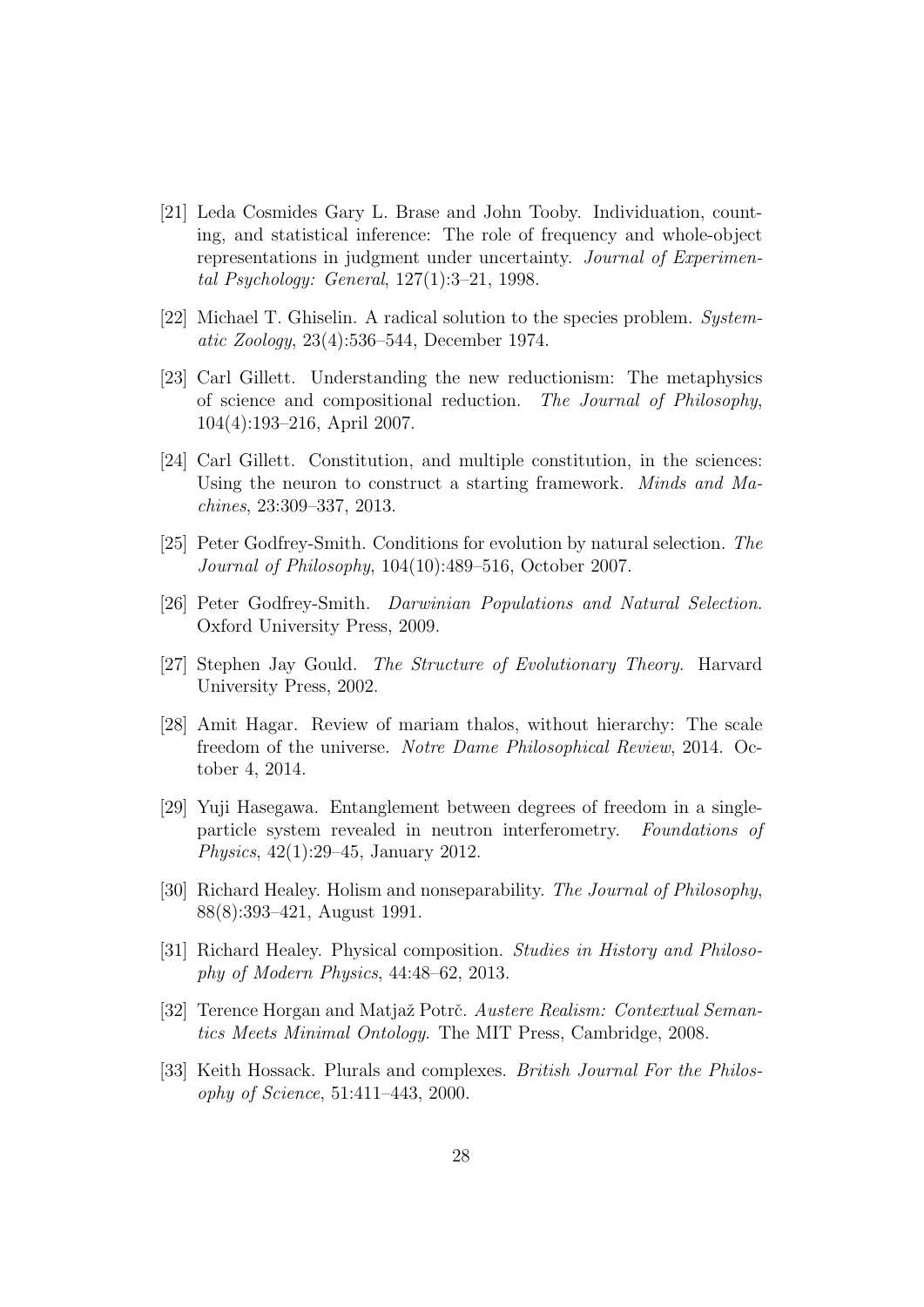[21] Leda Cosmides Gary L. Brase and John Tooby. Individuation, counting, and statistical inference: The role of frequency and whole-object representations in judgment under uncertainty. *Journal of Experimental Psychology: General*, 127(1):3–21, 1998.

[22] Michael T. Ghiselin. A radical solution to the species problem. *Systematic Zoology*, 23(4):536–544, December 1974.

[23] Carl Gillett. Understanding the new reductionism: The metaphysics of science and compositional reduction. *The Journal of Philosophy*, 104(4):193–216, April 2007.

[24] Carl Gillett. Constitution, and multiple constitution, in the sciences: Using the neuron to construct a starting framework. *Minds and Machines*, 23:309–337, 2013.

[25] Peter Godfrey-Smith. Conditions for evolution by natural selection. *The Journal of Philosophy*, 104(10):489–516, October 2007.

[26] Peter Godfrey-Smith. *Darwinian Populations and Natural Selection*. Oxford University Press, 2009.

[27] Stephen Jay Gould. *The Structure of Evolutionary Theory*. Harvard University Press, 2002.

[28] Amit Hagar. Review of mariam thalos, without hierarchy: The scale freedom of the universe. *Notre Dame Philosophical Review*, 2014. October 4, 2014.

[29] Yuji Hasegawa. Entanglement between degrees of freedom in a single-particle system revealed in neutron interferometry. *Foundations of Physics*, 42(1):29–45, January 2012.

[30] Richard Healey. Holism and nonseparability. *The Journal of Philosophy*, 88(8):393–421, August 1991.

[31] Richard Healey. Physical composition. *Studies in History and Philosophy of Modern Physics*, 44:48–62, 2013.

[32] Terence Horgan and Matjaž Potrč. *Austere Realism: Contextual Semantics Meets Minimal Ontology*. The MIT Press, Cambridge, 2008.

[33] Keith Hossack. Plurals and complexes. *British Journal For the Philosophy of Science*, 51:411–443, 2000.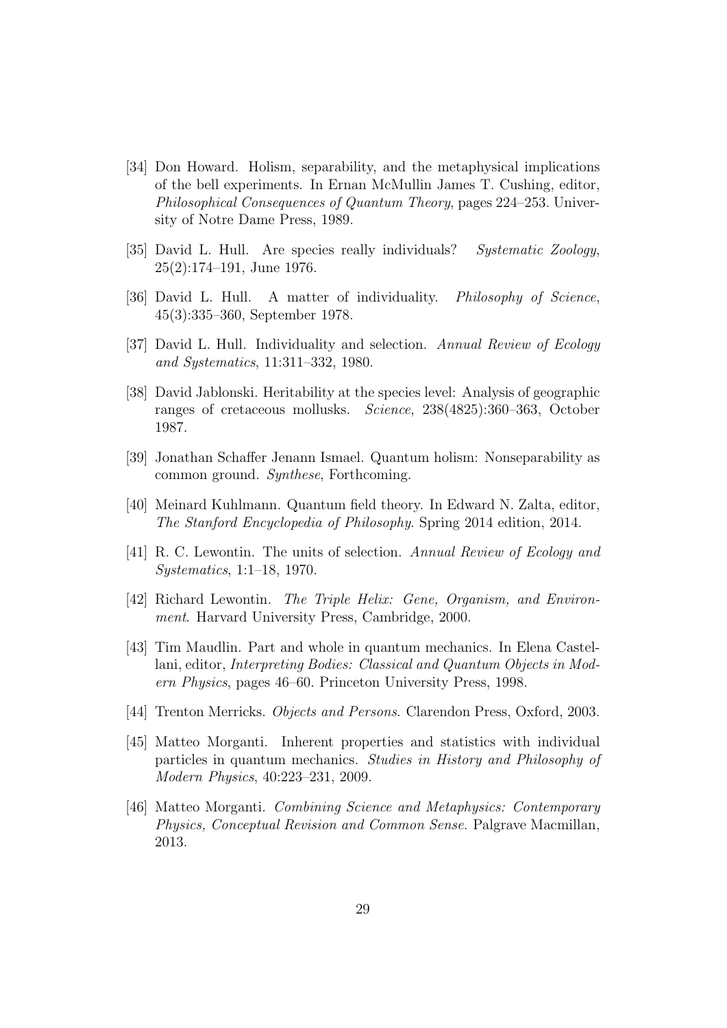- [34] Don Howard. Holism, separability, and the metaphysical implications of the bell experiments. In Ernan McMullin James T. Cushing, editor, *Philosophical Consequences of Quantum Theory*, pages 224–253. University of Notre Dame Press, 1989.
- [35] David L. Hull. Are species really individuals? *Systematic Zoology*, 25(2):174–191, June 1976.
- [36] David L. Hull. A matter of individuality. *Philosophy of Science*, 45(3):335–360, September 1978.
- [37] David L. Hull. Individuality and selection. *Annual Review of Ecology and Systematics*, 11:311–332, 1980.
- [38] David Jablonski. Heritability at the species level: Analysis of geographic ranges of cretaceous mollusks. *Science*, 238(4825):360–363, October 1987.
- [39] Jonathan Schaffer Jenann Ismael. Quantum holism: Nonseparability as common ground. *Synthese*, Forthcoming.
- [40] Meinard Kuhlmann. Quantum field theory. In Edward N. Zalta, editor, *The Stanford Encyclopedia of Philosophy*. Spring 2014 edition, 2014.
- [41] R. C. Lewontin. The units of selection. *Annual Review of Ecology and Systematics*, 1:1–18, 1970.
- [42] Richard Lewontin. *The Triple Helix: Gene, Organism, and Environment*. Harvard University Press, Cambridge, 2000.
- [43] Tim Maudlin. Part and whole in quantum mechanics. In Elena Castellani, editor, *Interpreting Bodies: Classical and Quantum Objects in Modern Physics*, pages 46–60. Princeton University Press, 1998.
- [44] Trenton Merricks. *Objects and Persons*. Clarendon Press, Oxford, 2003.
- [45] Matteo Morganti. Inherent properties and statistics with individual particles in quantum mechanics. *Studies in History and Philosophy of Modern Physics*, 40:223–231, 2009.
- [46] Matteo Morganti. *Combining Science and Metaphysics: Contemporary Physics, Conceptual Revision and Common Sense*. Palgrave Macmillan, 2013.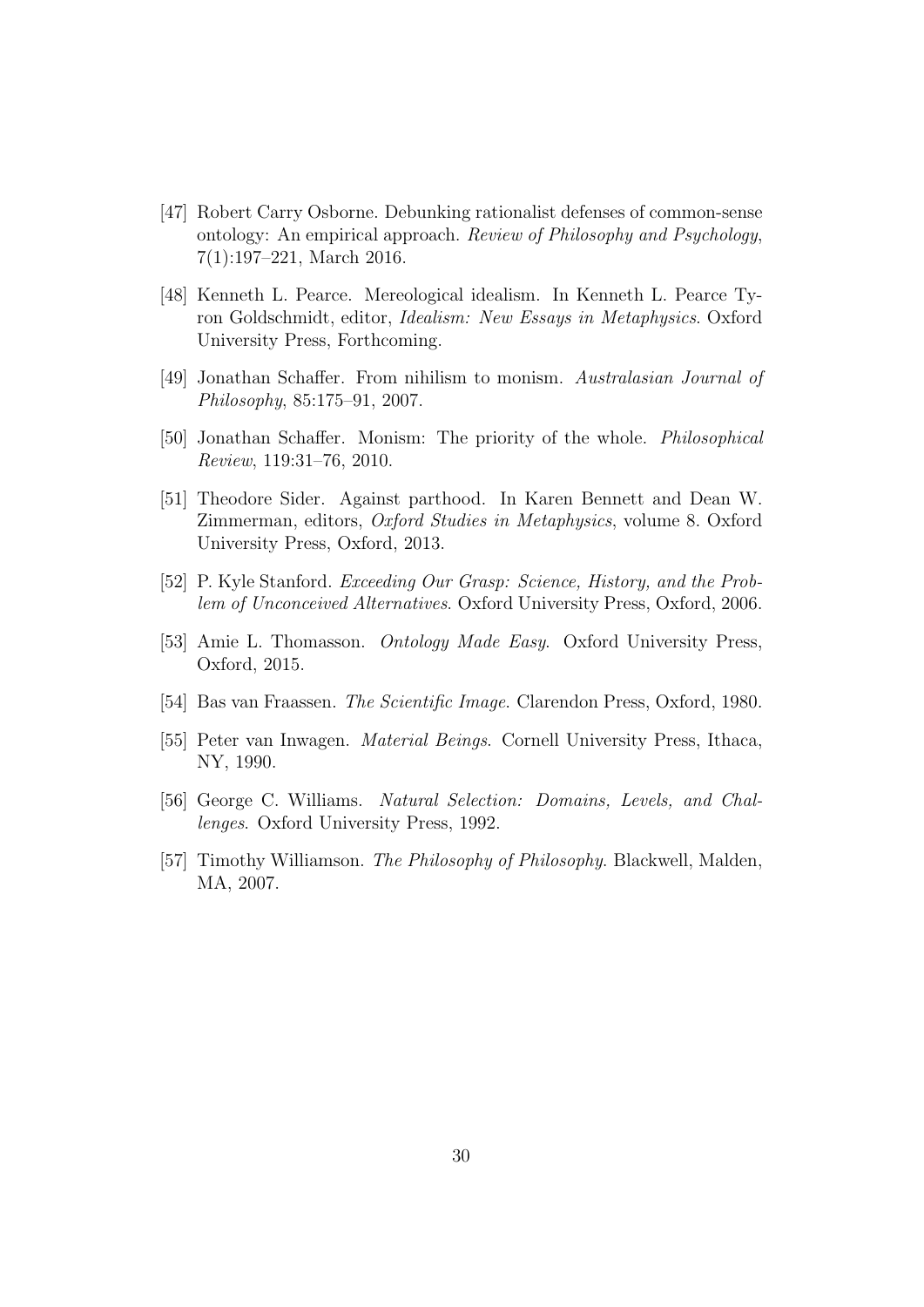[47] Robert Carry Osborne. Debunking rationalist defenses of common-sense ontology: An empirical approach. *Review of Philosophy and Psychology*, 7(1):197–221, March 2016.

[48] Kenneth L. Pearce. Mereological idealism. In Kenneth L. Pearce Tyron Goldschmidt, editor, *Idealism: New Essays in Metaphysics*. Oxford University Press, Forthcoming.

[49] Jonathan Schaffer. From nihilism to monism. *Australasian Journal of Philosophy*, 85:175–91, 2007.

[50] Jonathan Schaffer. Monism: The priority of the whole. *Philosophical Review*, 119:31–76, 2010.

[51] Theodore Sider. Against parthood. In Karen Bennett and Dean W. Zimmerman, editors, *Oxford Studies in Metaphysics*, volume 8. Oxford University Press, Oxford, 2013.

[52] P. Kyle Stanford. *Exceeding Our Grasp: Science, History, and the Problem of Unconceived Alternatives*. Oxford University Press, Oxford, 2006.

[53] Amie L. Thomasson. *Ontology Made Easy*. Oxford University Press, Oxford, 2015.

[54] Bas van Fraassen. *The Scientific Image*. Clarendon Press, Oxford, 1980.

[55] Peter van Inwagen. *Material Beings*. Cornell University Press, Ithaca, NY, 1990.

[56] George C. Williams. *Natural Selection: Domains, Levels, and Challenges*. Oxford University Press, 1992.

[57] Timothy Williamson. *The Philosophy of Philosophy*. Blackwell, Malden, MA, 2007.